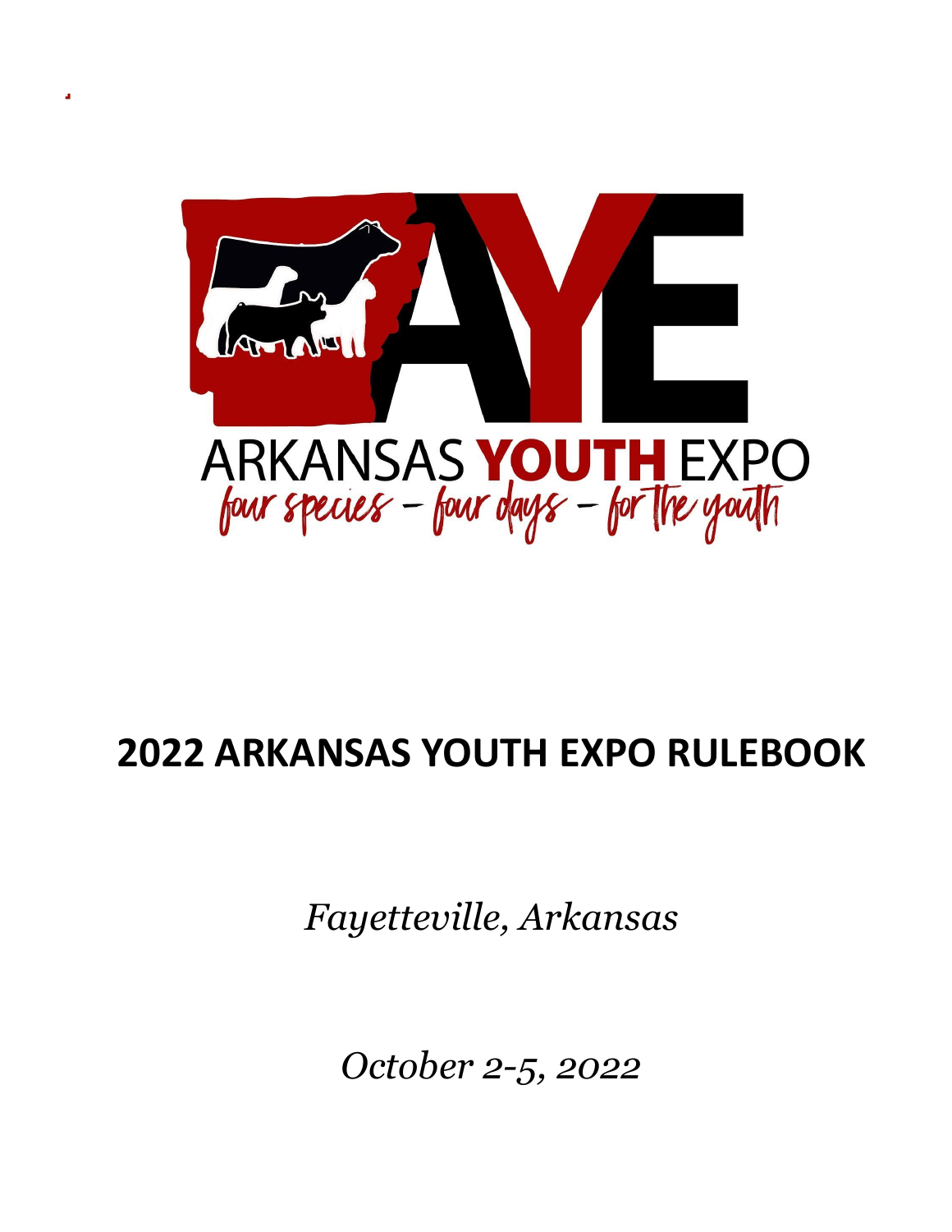AYE

ARKANSAS YOUTH EXPO

*four species – four days – for the youth*

# 2022 ARKANSAS YOUTH EXPO RULEBOOK

*Fayetteville, Arkansas*

*October 2-5, 2022*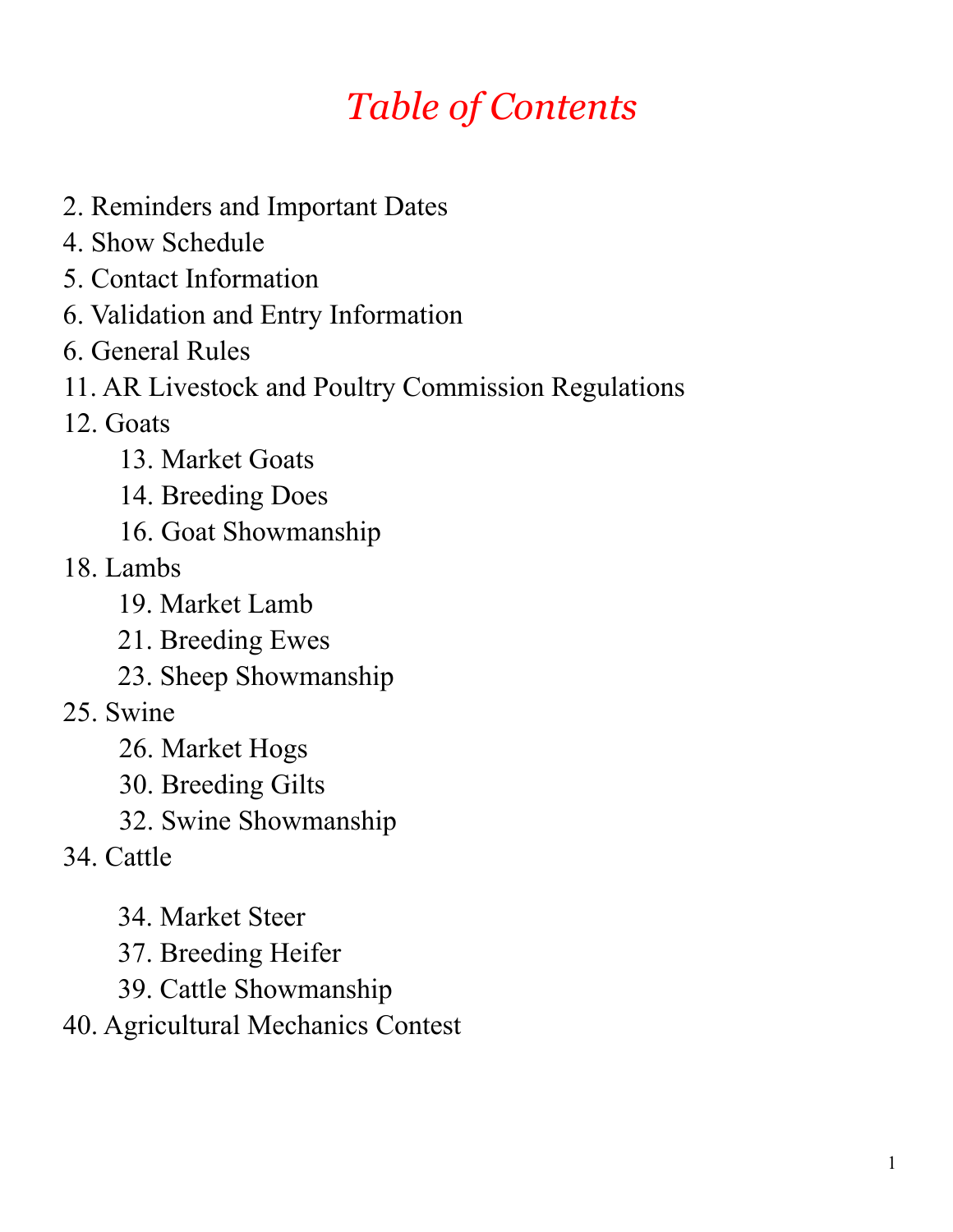# *Table of Contents*

2. Reminders and Important Dates
4. Show Schedule
5. Contact Information
6. Validation and Entry Information
6. General Rules
11. AR Livestock and Poultry Commission Regulations
12. Goats
    - 13. Market Goats
    - 14. Breeding Does
    - 16. Goat Showmanship
18. Lambs
    - 19. Market Lamb
    - 21. Breeding Ewes
    - 23. Sheep Showmanship
25. Swine
    - 26. Market Hogs
    - 30. Breeding Gilts
    - 32. Swine Showmanship
34. Cattle
    - 34. Market Steer
    - 37. Breeding Heifer
    - 39. Cattle Showmanship
40. Agricultural Mechanics Contest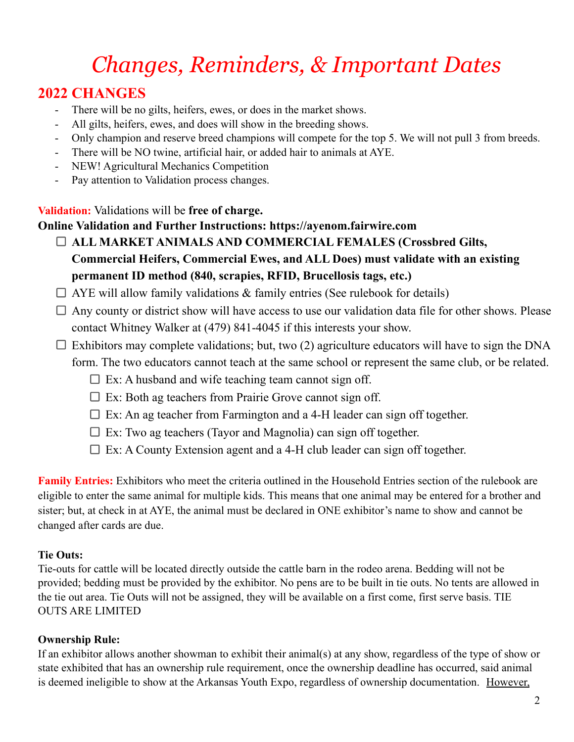# *Changes, Reminders, & Important Dates*

## 2022 CHANGES

- There will be no gilts, heifers, ewes, or does in the market shows.
- All gilts, heifers, ewes, and does will show in the breeding shows.
- Only champion and reserve breed champions will compete for the top 5. We will not pull 3 from breeds.
- There will be NO twine, artificial hair, or added hair to animals at AYE.
- NEW! Agricultural Mechanics Competition
- Pay attention to Validation process changes.

**Validation:** Validations will be **free of charge.**

**Online Validation and Further Instructions: https://ayenom.fairwire.com**

- ☐ **ALL MARKET ANIMALS AND COMMERCIAL FEMALES (Crossbred Gilts, Commercial Heifers, Commercial Ewes, and ALL Does) must validate with an existing permanent ID method (840, scrapies, RFID, Brucellosis tags, etc.)**
- ☐ AYE will allow family validations & family entries (See rulebook for details)
- ☐ Any county or district show will have access to use our validation data file for other shows. Please contact Whitney Walker at (479) 841-4045 if this interests your show.
- ☐ Exhibitors may complete validations; but, two (2) agriculture educators will have to sign the DNA form. The two educators cannot teach at the same school or represent the same club, or be related.
  - ☐ Ex: A husband and wife teaching team cannot sign off.
  - ☐ Ex: Both ag teachers from Prairie Grove cannot sign off.
  - ☐ Ex: An ag teacher from Farmington and a 4-H leader can sign off together.
  - ☐ Ex: Two ag teachers (Tayor and Magnolia) can sign off together.
  - ☐ Ex: A County Extension agent and a 4-H club leader can sign off together.

**Family Entries:** Exhibitors who meet the criteria outlined in the Household Entries section of the rulebook are eligible to enter the same animal for multiple kids. This means that one animal may be entered for a brother and sister; but, at check in at AYE, the animal must be declared in ONE exhibitor's name to show and cannot be changed after cards are due.

**Tie Outs:**
Tie-outs for cattle will be located directly outside the cattle barn in the rodeo arena. Bedding will not be provided; bedding must be provided by the exhibitor. No pens are to be built in tie outs. No tents are allowed in the tie out area. Tie Outs will not be assigned, they will be available on a first come, first serve basis. TIE OUTS ARE LIMITED

**Ownership Rule:**
If an exhibitor allows another showman to exhibit their animal(s) at any show, regardless of the type of show or state exhibited that has an ownership rule requirement, once the ownership deadline has occurred, said animal is deemed ineligible to show at the Arkansas Youth Expo, regardless of ownership documentation. <u>However,</u>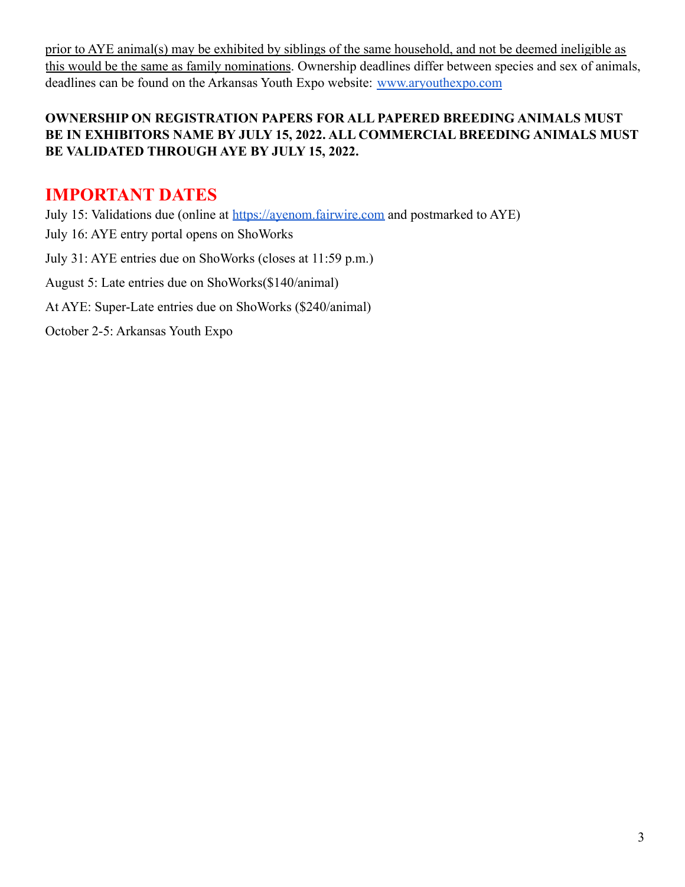prior to AYE animal(s) may be exhibited by siblings of the same household, and not be deemed ineligible as this would be the same as family nominations. Ownership deadlines differ between species and sex of animals, deadlines can be found on the Arkansas Youth Expo website: [www.aryouthexpo.com](www.aryouthexpo.com)

**OWNERSHIP ON REGISTRATION PAPERS FOR ALL PAPERED BREEDING ANIMALS MUST BE IN EXHIBITORS NAME BY JULY 15, 2022. ALL COMMERCIAL BREEDING ANIMALS MUST BE VALIDATED THROUGH AYE BY JULY 15, 2022.**

## IMPORTANT DATES

July 15: Validations due (online at [https://ayenom.fairwire.com](https://ayenom.fairwire.com) and postmarked to AYE)

July 16: AYE entry portal opens on ShoWorks

July 31: AYE entries due on ShoWorks (closes at 11:59 p.m.)

August 5: Late entries due on ShoWorks($140/animal)

At AYE: Super-Late entries due on ShoWorks ($240/animal)

October 2-5: Arkansas Youth Expo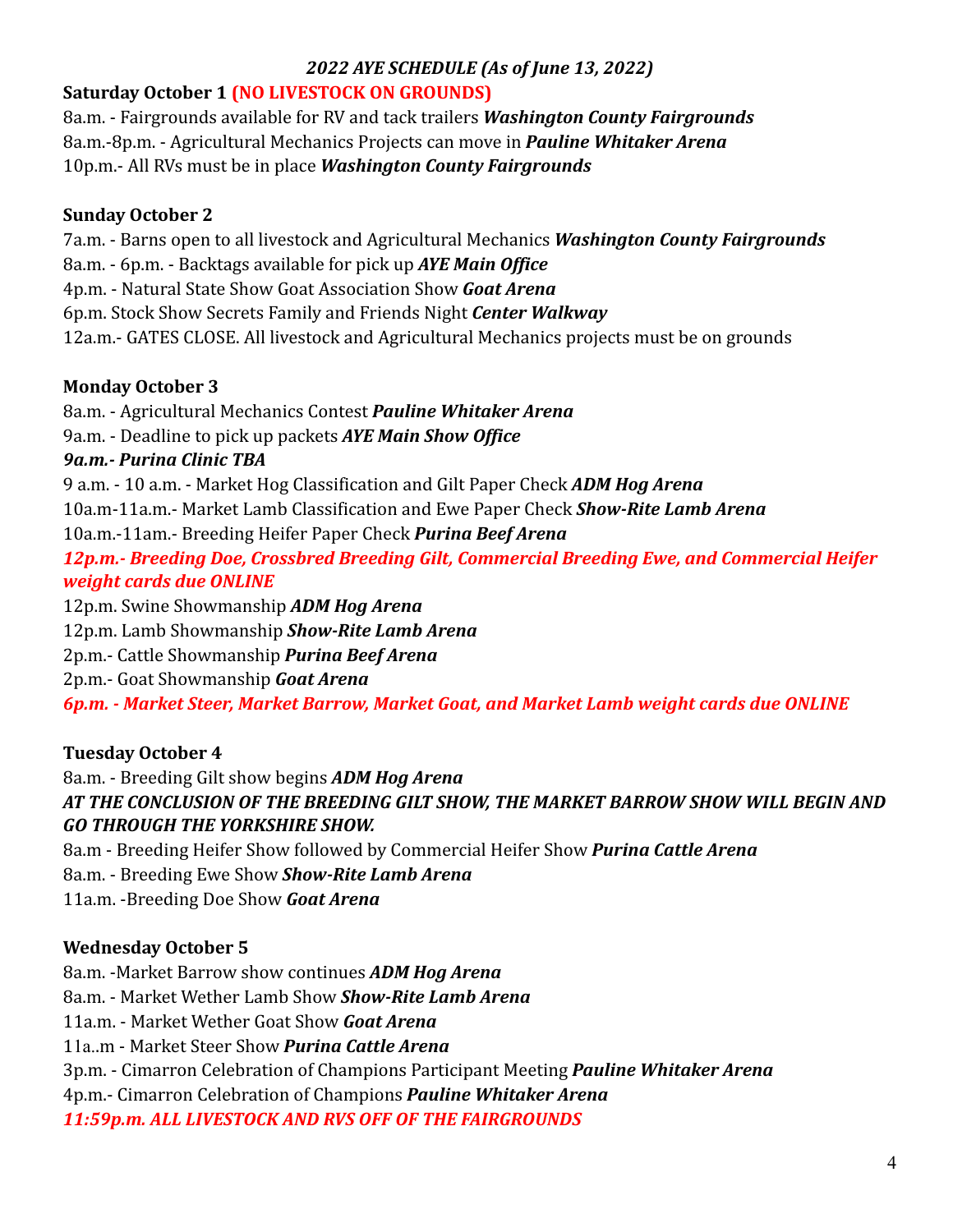### *2022 AYE SCHEDULE (As of June 13, 2022)*

**Saturday October 1 (NO LIVESTOCK ON GROUNDS)**

8a.m. - Fairgrounds available for RV and tack trailers ***Washington County Fairgrounds***
8a.m.-8p.m. - Agricultural Mechanics Projects can move in ***Pauline Whitaker Arena***
10p.m.- All RVs must be in place ***Washington County Fairgrounds***

**Sunday October 2**

7a.m. - Barns open to all livestock and Agricultural Mechanics ***Washington County Fairgrounds***
8a.m. - 6p.m. - Backtags available for pick up ***AYE Main Office***
4p.m. - Natural State Show Goat Association Show ***Goat Arena***
6p.m. Stock Show Secrets Family and Friends Night ***Center Walkway***
12a.m.- GATES CLOSE. All livestock and Agricultural Mechanics projects must be on grounds

**Monday October 3**

8a.m. - Agricultural Mechanics Contest ***Pauline Whitaker Arena***
9a.m. - Deadline to pick up packets ***AYE Main Show Office***
***9a.m.- Purina Clinic TBA***
9 a.m. - 10 a.m. - Market Hog Classification and Gilt Paper Check ***ADM Hog Arena***
10a.m-11a.m.- Market Lamb Classification and Ewe Paper Check ***Show-Rite Lamb Arena***
10a.m.-11am.- Breeding Heifer Paper Check ***Purina Beef Arena***
***12p.m.- Breeding Doe, Crossbred Breeding Gilt, Commercial Breeding Ewe, and Commercial Heifer weight cards due ONLINE***
12p.m. Swine Showmanship ***ADM Hog Arena***
12p.m. Lamb Showmanship ***Show-Rite Lamb Arena***
2p.m.- Cattle Showmanship ***Purina Beef Arena***
2p.m.- Goat Showmanship ***Goat Arena***
***6p.m. - Market Steer, Market Barrow, Market Goat, and Market Lamb weight cards due ONLINE***

**Tuesday October 4**

8a.m. - Breeding Gilt show begins ***ADM Hog Arena***
***AT THE CONCLUSION OF THE BREEDING GILT SHOW, THE MARKET BARROW SHOW WILL BEGIN AND GO THROUGH THE YORKSHIRE SHOW.***
8a.m - Breeding Heifer Show followed by Commercial Heifer Show ***Purina Cattle Arena***
8a.m. - Breeding Ewe Show ***Show-Rite Lamb Arena***
11a.m. -Breeding Doe Show ***Goat Arena***

**Wednesday October 5**

8a.m. -Market Barrow show continues ***ADM Hog Arena***
8a.m. - Market Wether Lamb Show ***Show-Rite Lamb Arena***
11a.m. - Market Wether Goat Show ***Goat Arena***
11a..m - Market Steer Show ***Purina Cattle Arena***
3p.m. - Cimarron Celebration of Champions Participant Meeting ***Pauline Whitaker Arena***
4p.m.- Cimarron Celebration of Champions ***Pauline Whitaker Arena***
***11:59p.m. ALL LIVESTOCK AND RVS OFF OF THE FAIRGROUNDS***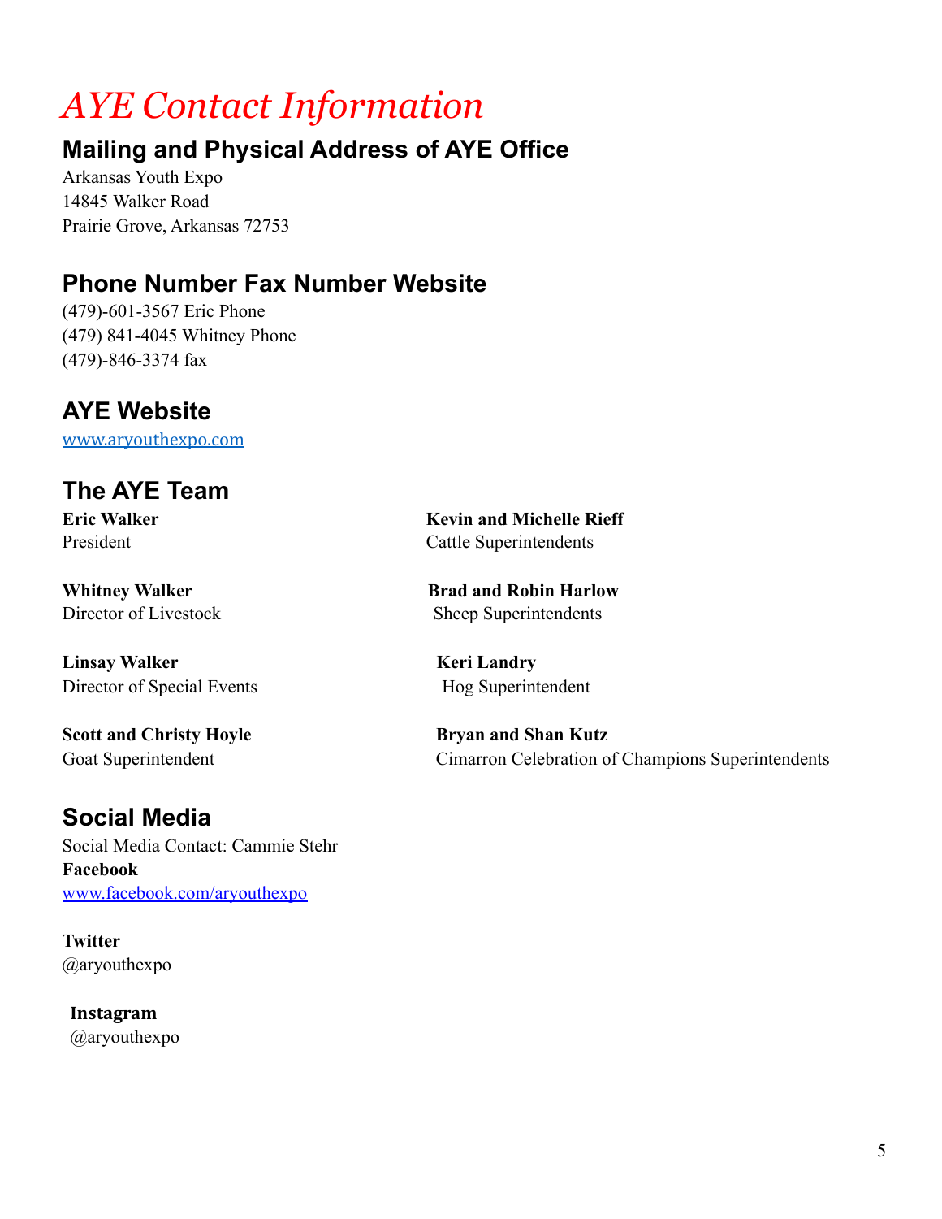# *AYE Contact Information*

## Mailing and Physical Address of AYE Office

Arkansas Youth Expo
14845 Walker Road
Prairie Grove, Arkansas 72753

## Phone Number Fax Number Website

(479)-601-3567 Eric Phone
(479) 841-4045 Whitney Phone
(479)-846-3374 fax

## AYE Website

www.aryouthexpo.com

## The AYE Team

**Eric Walker**
President

**Whitney Walker**
Director of Livestock

**Linsay Walker**
Director of Special Events

**Scott and Christy Hoyle**
Goat Superintendent

**Kevin and Michelle Rieff**
Cattle Superintendents

**Brad and Robin Harlow**
Sheep Superintendents

**Keri Landry**
Hog Superintendent

**Bryan and Shan Kutz**
Cimarron Celebration of Champions Superintendents

## Social Media

Social Media Contact: Cammie Stehr

**Facebook**
www.facebook.com/aryouthexpo

**Twitter**
@aryouthexpo

**Instagram**
@aryouthexpo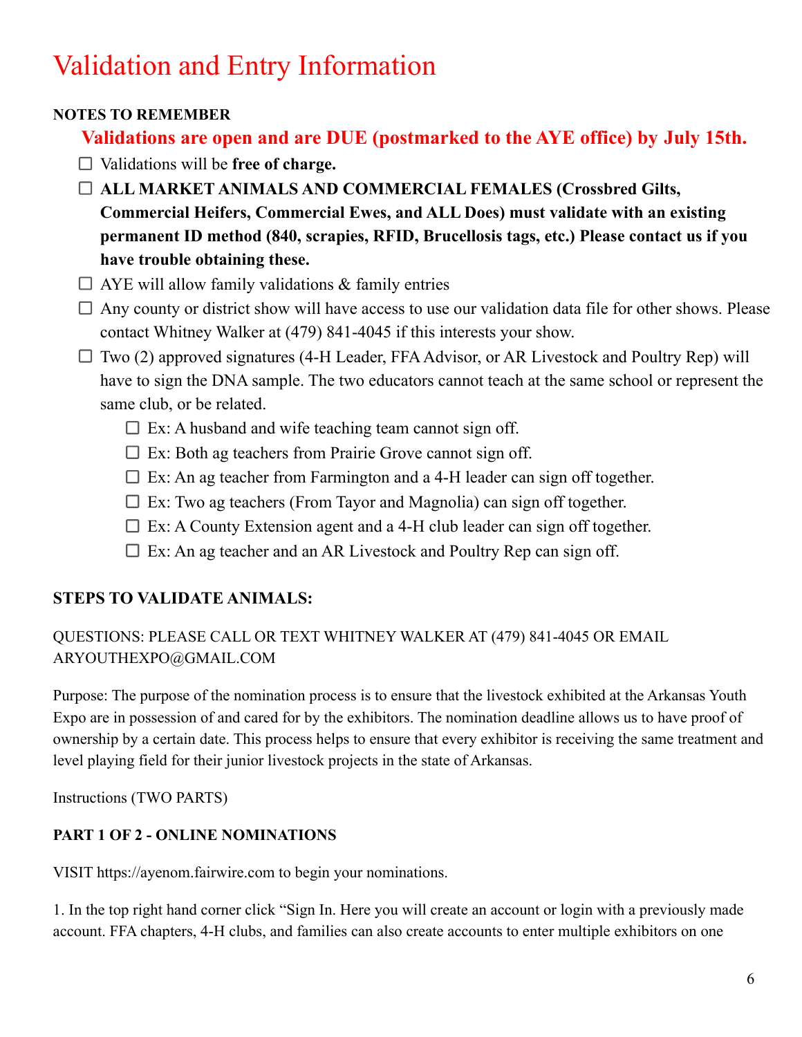# Validation and Entry Information

**NOTES TO REMEMBER**

**Validations are open and are DUE (postmarked to the AYE office) by July 15th.**

- ☐ Validations will be **free of charge.**
- ☐ **ALL MARKET ANIMALS AND COMMERCIAL FEMALES (Crossbred Gilts, Commercial Heifers, Commercial Ewes, and ALL Does) must validate with an existing permanent ID method (840, scrapies, RFID, Brucellosis tags, etc.) Please contact us if you have trouble obtaining these.**
- ☐ AYE will allow family validations & family entries
- ☐ Any county or district show will have access to use our validation data file for other shows. Please contact Whitney Walker at (479) 841-4045 if this interests your show.
- ☐ Two (2) approved signatures (4-H Leader, FFA Advisor, or AR Livestock and Poultry Rep) will have to sign the DNA sample. The two educators cannot teach at the same school or represent the same club, or be related.
  - ☐ Ex: A husband and wife teaching team cannot sign off.
  - ☐ Ex: Both ag teachers from Prairie Grove cannot sign off.
  - ☐ Ex: An ag teacher from Farmington and a 4-H leader can sign off together.
  - ☐ Ex: Two ag teachers (From Tayor and Magnolia) can sign off together.
  - ☐ Ex: A County Extension agent and a 4-H club leader can sign off together.
  - ☐ Ex: An ag teacher and an AR Livestock and Poultry Rep can sign off.

**STEPS TO VALIDATE ANIMALS:**

QUESTIONS: PLEASE CALL OR TEXT WHITNEY WALKER AT (479) 841-4045 OR EMAIL ARYOUTHEXPO@GMAIL.COM

Purpose: The purpose of the nomination process is to ensure that the livestock exhibited at the Arkansas Youth Expo are in possession of and cared for by the exhibitors. The nomination deadline allows us to have proof of ownership by a certain date. This process helps to ensure that every exhibitor is receiving the same treatment and level playing field for their junior livestock projects in the state of Arkansas.

Instructions (TWO PARTS)

**PART 1 OF 2 - ONLINE NOMINATIONS**

VISIT https://ayenom.fairwire.com to begin your nominations.

1. In the top right hand corner click "Sign In. Here you will create an account or login with a previously made account. FFA chapters, 4-H clubs, and families can also create accounts to enter multiple exhibitors on one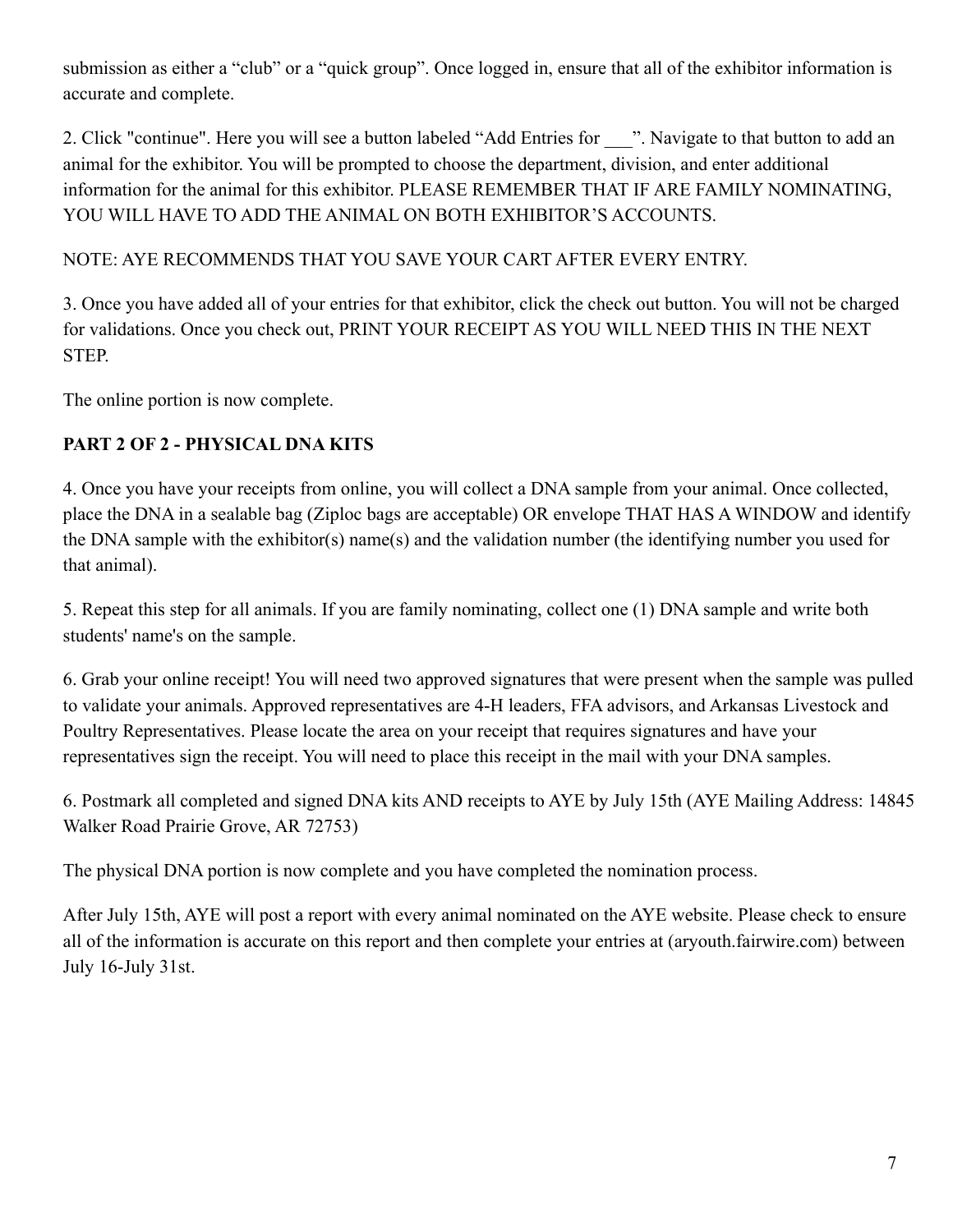submission as either a "club" or a "quick group". Once logged in, ensure that all of the exhibitor information is accurate and complete.

2. Click "continue". Here you will see a button labeled "Add Entries for ___". Navigate to that button to add an animal for the exhibitor. You will be prompted to choose the department, division, and enter additional information for the animal for this exhibitor. PLEASE REMEMBER THAT IF ARE FAMILY NOMINATING, YOU WILL HAVE TO ADD THE ANIMAL ON BOTH EXHIBITOR'S ACCOUNTS.

NOTE: AYE RECOMMENDS THAT YOU SAVE YOUR CART AFTER EVERY ENTRY.

3. Once you have added all of your entries for that exhibitor, click the check out button. You will not be charged for validations. Once you check out, PRINT YOUR RECEIPT AS YOU WILL NEED THIS IN THE NEXT STEP.

The online portion is now complete.

**PART 2 OF 2 - PHYSICAL DNA KITS**

4. Once you have your receipts from online, you will collect a DNA sample from your animal. Once collected, place the DNA in a sealable bag (Ziploc bags are acceptable) OR envelope THAT HAS A WINDOW and identify the DNA sample with the exhibitor(s) name(s) and the validation number (the identifying number you used for that animal).

5. Repeat this step for all animals. If you are family nominating, collect one (1) DNA sample and write both students' name's on the sample.

6. Grab your online receipt! You will need two approved signatures that were present when the sample was pulled to validate your animals. Approved representatives are 4-H leaders, FFA advisors, and Arkansas Livestock and Poultry Representatives. Please locate the area on your receipt that requires signatures and have your representatives sign the receipt. You will need to place this receipt in the mail with your DNA samples.

6. Postmark all completed and signed DNA kits AND receipts to AYE by July 15th (AYE Mailing Address: 14845 Walker Road Prairie Grove, AR 72753)

The physical DNA portion is now complete and you have completed the nomination process.

After July 15th, AYE will post a report with every animal nominated on the AYE website. Please check to ensure all of the information is accurate on this report and then complete your entries at (aryouth.fairwire.com) between July 16-July 31st.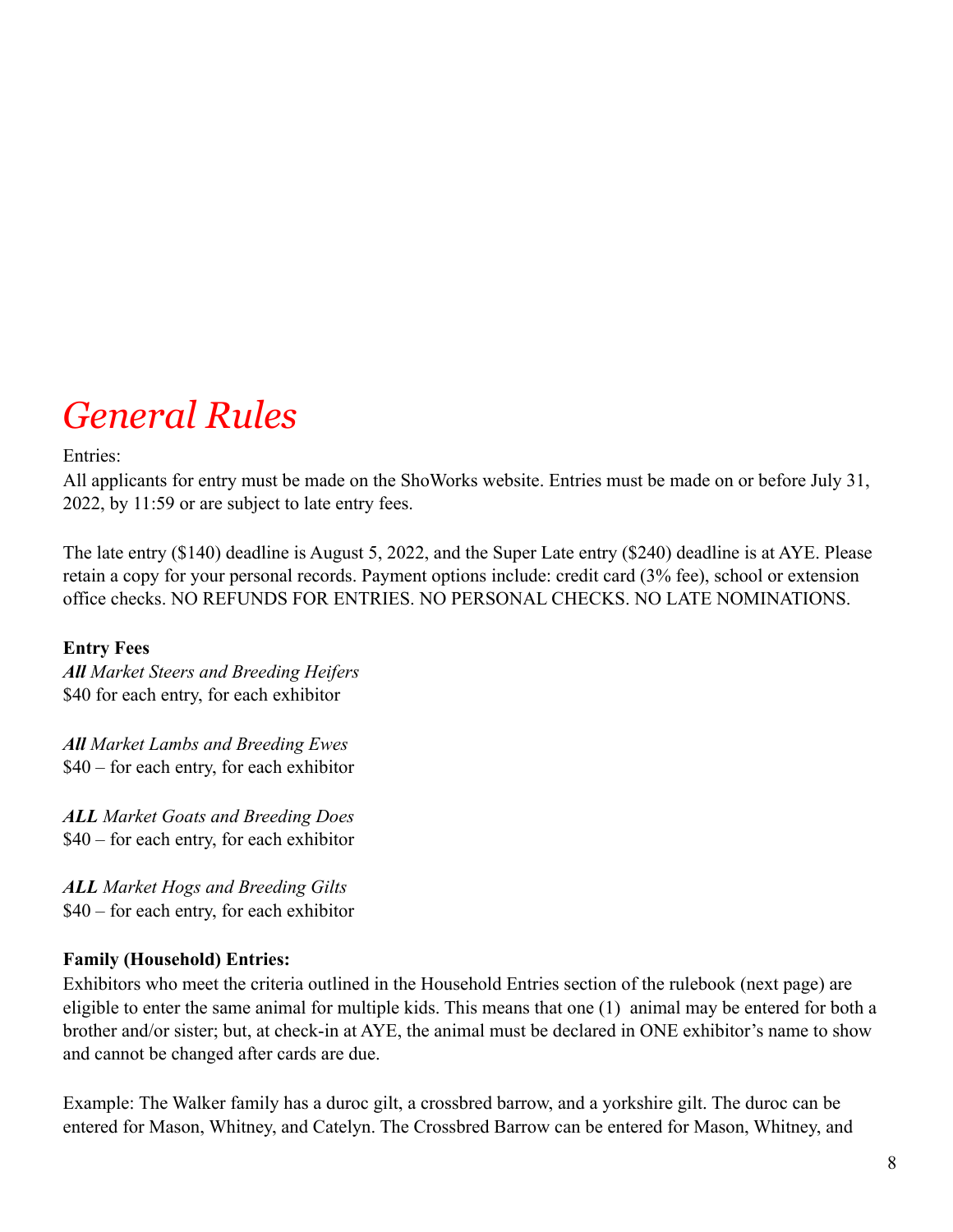# *General Rules*

Entries:

All applicants for entry must be made on the ShoWorks website. Entries must be made on or before July 31, 2022, by 11:59 or are subject to late entry fees.

The late entry ($140) deadline is August 5, 2022, and the Super Late entry ($240) deadline is at AYE. Please retain a copy for your personal records. Payment options include: credit card (3% fee), school or extension office checks. NO REFUNDS FOR ENTRIES. NO PERSONAL CHECKS. NO LATE NOMINATIONS.

**Entry Fees**

***All** Market Steers and Breeding Heifers*
$40 for each entry, for each exhibitor

***All** Market Lambs and Breeding Ewes*
$40 – for each entry, for each exhibitor

***ALL** Market Goats and Breeding Does*
$40 – for each entry, for each exhibitor

***ALL** Market Hogs and Breeding Gilts*
$40 – for each entry, for each exhibitor

**Family (Household) Entries:**

Exhibitors who meet the criteria outlined in the Household Entries section of the rulebook (next page) are eligible to enter the same animal for multiple kids. This means that one (1) animal may be entered for both a brother and/or sister; but, at check-in at AYE, the animal must be declared in ONE exhibitor's name to show and cannot be changed after cards are due.

Example: The Walker family has a duroc gilt, a crossbred barrow, and a yorkshire gilt. The duroc can be entered for Mason, Whitney, and Catelyn. The Crossbred Barrow can be entered for Mason, Whitney, and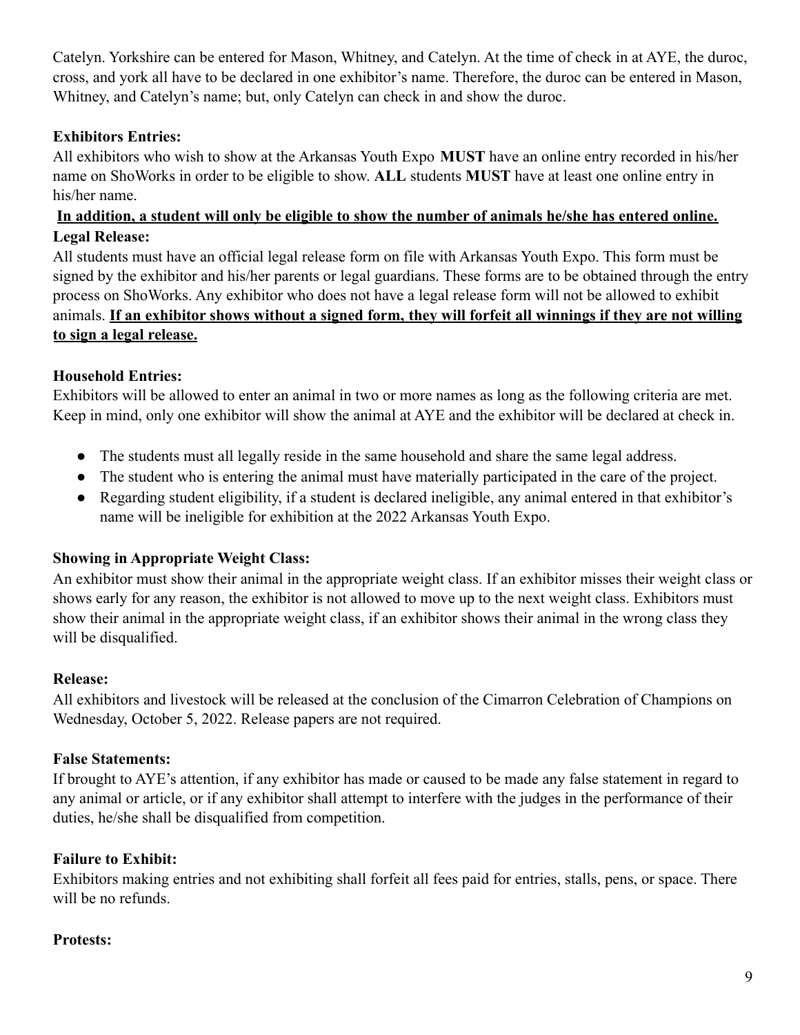Catelyn. Yorkshire can be entered for Mason, Whitney, and Catelyn. At the time of check in at AYE, the duroc, cross, and york all have to be declared in one exhibitor's name. Therefore, the duroc can be entered in Mason, Whitney, and Catelyn's name; but, only Catelyn can check in and show the duroc.

**Exhibitors Entries:**
All exhibitors who wish to show at the Arkansas Youth Expo **MUST** have an online entry recorded in his/her name on ShoWorks in order to be eligible to show. **ALL** students **MUST** have at least one online entry in his/her name.

**In addition, a student will only be eligible to show the number of animals he/she has entered online.**

**Legal Release:**
All students must have an official legal release form on file with Arkansas Youth Expo. This form must be signed by the exhibitor and his/her parents or legal guardians. These forms are to be obtained through the entry process on ShoWorks. Any exhibitor who does not have a legal release form will not be allowed to exhibit animals. **If an exhibitor shows without a signed form, they will forfeit all winnings if they are not willing to sign a legal release.**

**Household Entries:**
Exhibitors will be allowed to enter an animal in two or more names as long as the following criteria are met. Keep in mind, only one exhibitor will show the animal at AYE and the exhibitor will be declared at check in.

- The students must all legally reside in the same household and share the same legal address.
- The student who is entering the animal must have materially participated in the care of the project.
- Regarding student eligibility, if a student is declared ineligible, any animal entered in that exhibitor's name will be ineligible for exhibition at the 2022 Arkansas Youth Expo.

**Showing in Appropriate Weight Class:**
An exhibitor must show their animal in the appropriate weight class. If an exhibitor misses their weight class or shows early for any reason, the exhibitor is not allowed to move up to the next weight class. Exhibitors must show their animal in the appropriate weight class, if an exhibitor shows their animal in the wrong class they will be disqualified.

**Release:**
All exhibitors and livestock will be released at the conclusion of the Cimarron Celebration of Champions on Wednesday, October 5, 2022. Release papers are not required.

**False Statements:**
If brought to AYE's attention, if any exhibitor has made or caused to be made any false statement in regard to any animal or article, or if any exhibitor shall attempt to interfere with the judges in the performance of their duties, he/she shall be disqualified from competition.

**Failure to Exhibit:**
Exhibitors making entries and not exhibiting shall forfeit all fees paid for entries, stalls, pens, or space. There will be no refunds.

**Protests:**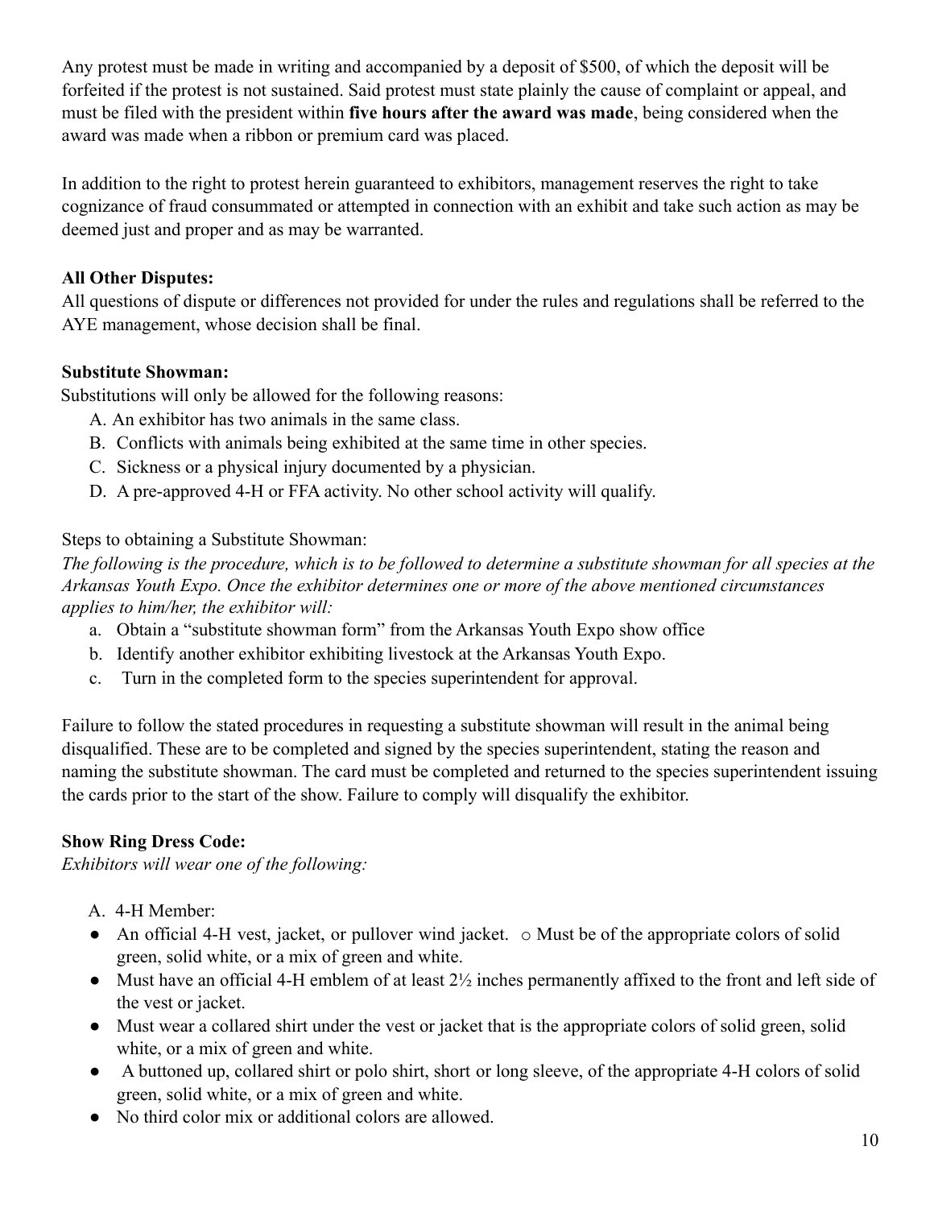Any protest must be made in writing and accompanied by a deposit of $500, of which the deposit will be forfeited if the protest is not sustained. Said protest must state plainly the cause of complaint or appeal, and must be filed with the president within **five hours after the award was made**, being considered when the award was made when a ribbon or premium card was placed.

In addition to the right to protest herein guaranteed to exhibitors, management reserves the right to take cognizance of fraud consummated or attempted in connection with an exhibit and take such action as may be deemed just and proper and as may be warranted.

**All Other Disputes:**
All questions of dispute or differences not provided for under the rules and regulations shall be referred to the AYE management, whose decision shall be final.

**Substitute Showman:**
Substitutions will only be allowed for the following reasons:

A. An exhibitor has two animals in the same class.
B. Conflicts with animals being exhibited at the same time in other species.
C. Sickness or a physical injury documented by a physician.
D. A pre-approved 4-H or FFA activity. No other school activity will qualify.

Steps to obtaining a Substitute Showman:
*The following is the procedure, which is to be followed to determine a substitute showman for all species at the Arkansas Youth Expo. Once the exhibitor determines one or more of the above mentioned circumstances applies to him/her, the exhibitor will:*

a. Obtain a "substitute showman form" from the Arkansas Youth Expo show office
b. Identify another exhibitor exhibiting livestock at the Arkansas Youth Expo.
c. Turn in the completed form to the species superintendent for approval.

Failure to follow the stated procedures in requesting a substitute showman will result in the animal being disqualified. These are to be completed and signed by the species superintendent, stating the reason and naming the substitute showman. The card must be completed and returned to the species superintendent issuing the cards prior to the start of the show. Failure to comply will disqualify the exhibitor.

**Show Ring Dress Code:**
*Exhibitors will wear one of the following:*

A. 4-H Member:

- An official 4-H vest, jacket, or pullover wind jacket.
  - Must be of the appropriate colors of solid green, solid white, or a mix of green and white.
- Must have an official 4-H emblem of at least 2½ inches permanently affixed to the front and left side of the vest or jacket.
- Must wear a collared shirt under the vest or jacket that is the appropriate colors of solid green, solid white, or a mix of green and white.
- A buttoned up, collared shirt or polo shirt, short or long sleeve, of the appropriate 4-H colors of solid green, solid white, or a mix of green and white.
- No third color mix or additional colors are allowed.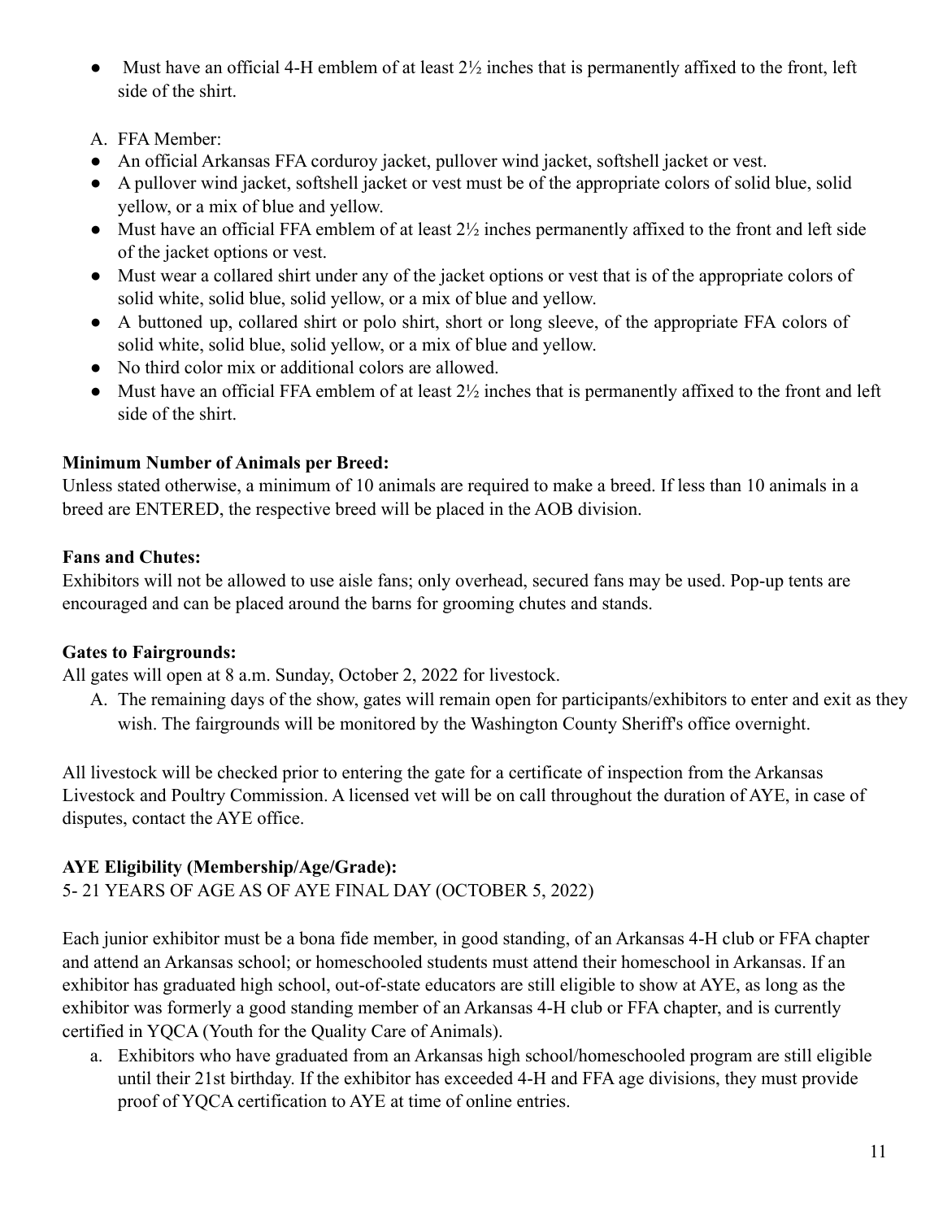- Must have an official 4-H emblem of at least 2½ inches that is permanently affixed to the front, left side of the shirt.

A. FFA Member:

- An official Arkansas FFA corduroy jacket, pullover wind jacket, softshell jacket or vest.
- A pullover wind jacket, softshell jacket or vest must be of the appropriate colors of solid blue, solid yellow, or a mix of blue and yellow.
- Must have an official FFA emblem of at least 2½ inches permanently affixed to the front and left side of the jacket options or vest.
- Must wear a collared shirt under any of the jacket options or vest that is of the appropriate colors of solid white, solid blue, solid yellow, or a mix of blue and yellow.
- A buttoned up, collared shirt or polo shirt, short or long sleeve, of the appropriate FFA colors of solid white, solid blue, solid yellow, or a mix of blue and yellow.
- No third color mix or additional colors are allowed.
- Must have an official FFA emblem of at least 2½ inches that is permanently affixed to the front and left side of the shirt.

**Minimum Number of Animals per Breed:**

Unless stated otherwise, a minimum of 10 animals are required to make a breed. If less than 10 animals in a breed are ENTERED, the respective breed will be placed in the AOB division.

**Fans and Chutes:**

Exhibitors will not be allowed to use aisle fans; only overhead, secured fans may be used. Pop-up tents are encouraged and can be placed around the barns for grooming chutes and stands.

**Gates to Fairgrounds:**

All gates will open at 8 a.m. Sunday, October 2, 2022 for livestock.

A. The remaining days of the show, gates will remain open for participants/exhibitors to enter and exit as they wish. The fairgrounds will be monitored by the Washington County Sheriff's office overnight.

All livestock will be checked prior to entering the gate for a certificate of inspection from the Arkansas Livestock and Poultry Commission. A licensed vet will be on call throughout the duration of AYE, in case of disputes, contact the AYE office.

**AYE Eligibility (Membership/Age/Grade):**

5- 21 YEARS OF AGE AS OF AYE FINAL DAY (OCTOBER 5, 2022)

Each junior exhibitor must be a bona fide member, in good standing, of an Arkansas 4-H club or FFA chapter and attend an Arkansas school; or homeschooled students must attend their homeschool in Arkansas. If an exhibitor has graduated high school, out-of-state educators are still eligible to show at AYE, as long as the exhibitor was formerly a good standing member of an Arkansas 4-H club or FFA chapter, and is currently certified in YQCA (Youth for the Quality Care of Animals).

a. Exhibitors who have graduated from an Arkansas high school/homeschooled program are still eligible until their 21st birthday. If the exhibitor has exceeded 4-H and FFA age divisions, they must provide proof of YQCA certification to AYE at time of online entries.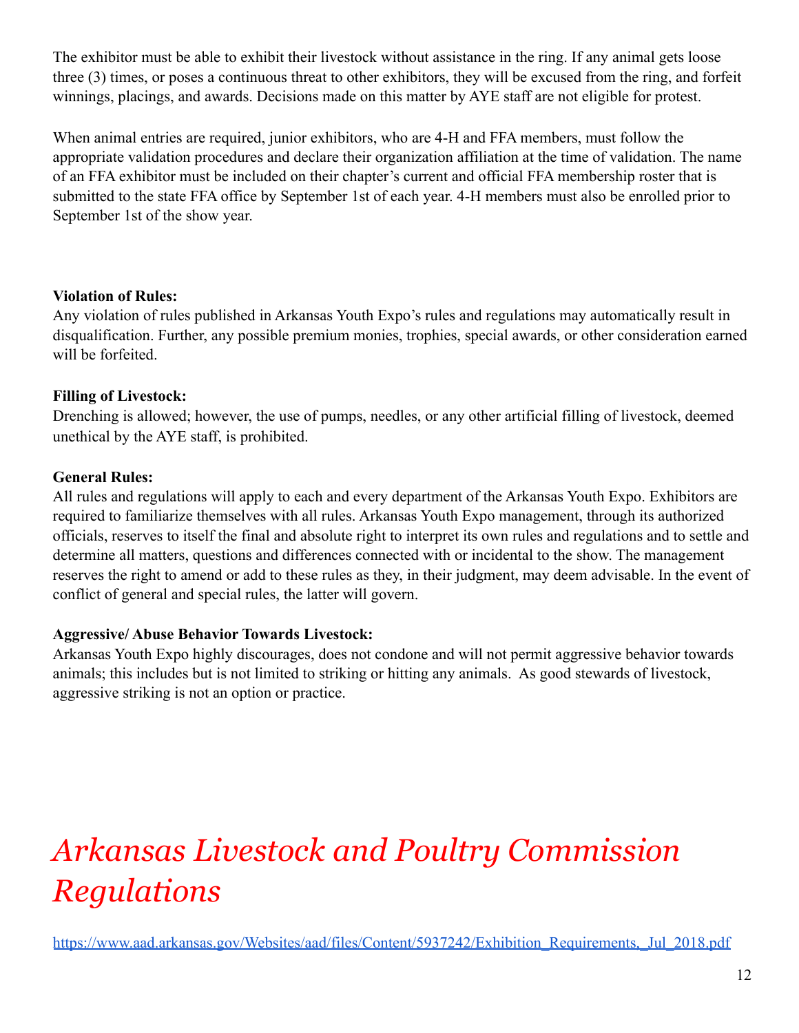The exhibitor must be able to exhibit their livestock without assistance in the ring. If any animal gets loose three (3) times, or poses a continuous threat to other exhibitors, they will be excused from the ring, and forfeit winnings, placings, and awards. Decisions made on this matter by AYE staff are not eligible for protest.

When animal entries are required, junior exhibitors, who are 4-H and FFA members, must follow the appropriate validation procedures and declare their organization affiliation at the time of validation. The name of an FFA exhibitor must be included on their chapter's current and official FFA membership roster that is submitted to the state FFA office by September 1st of each year. 4-H members must also be enrolled prior to September 1st of the show year.

**Violation of Rules:**
Any violation of rules published in Arkansas Youth Expo's rules and regulations may automatically result in disqualification. Further, any possible premium monies, trophies, special awards, or other consideration earned will be forfeited.

**Filling of Livestock:**
Drenching is allowed; however, the use of pumps, needles, or any other artificial filling of livestock, deemed unethical by the AYE staff, is prohibited.

**General Rules:**
All rules and regulations will apply to each and every department of the Arkansas Youth Expo. Exhibitors are required to familiarize themselves with all rules. Arkansas Youth Expo management, through its authorized officials, reserves to itself the final and absolute right to interpret its own rules and regulations and to settle and determine all matters, questions and differences connected with or incidental to the show. The management reserves the right to amend or add to these rules as they, in their judgment, may deem advisable. In the event of conflict of general and special rules, the latter will govern.

**Aggressive/ Abuse Behavior Towards Livestock:**
Arkansas Youth Expo highly discourages, does not condone and will not permit aggressive behavior towards animals; this includes but is not limited to striking or hitting any animals. As good stewards of livestock, aggressive striking is not an option or practice.

# *Arkansas Livestock and Poultry Commission Regulations*

https://www.aad.arkansas.gov/Websites/aad/files/Content/5937242/Exhibition_Requirements,_Jul_2018.pdf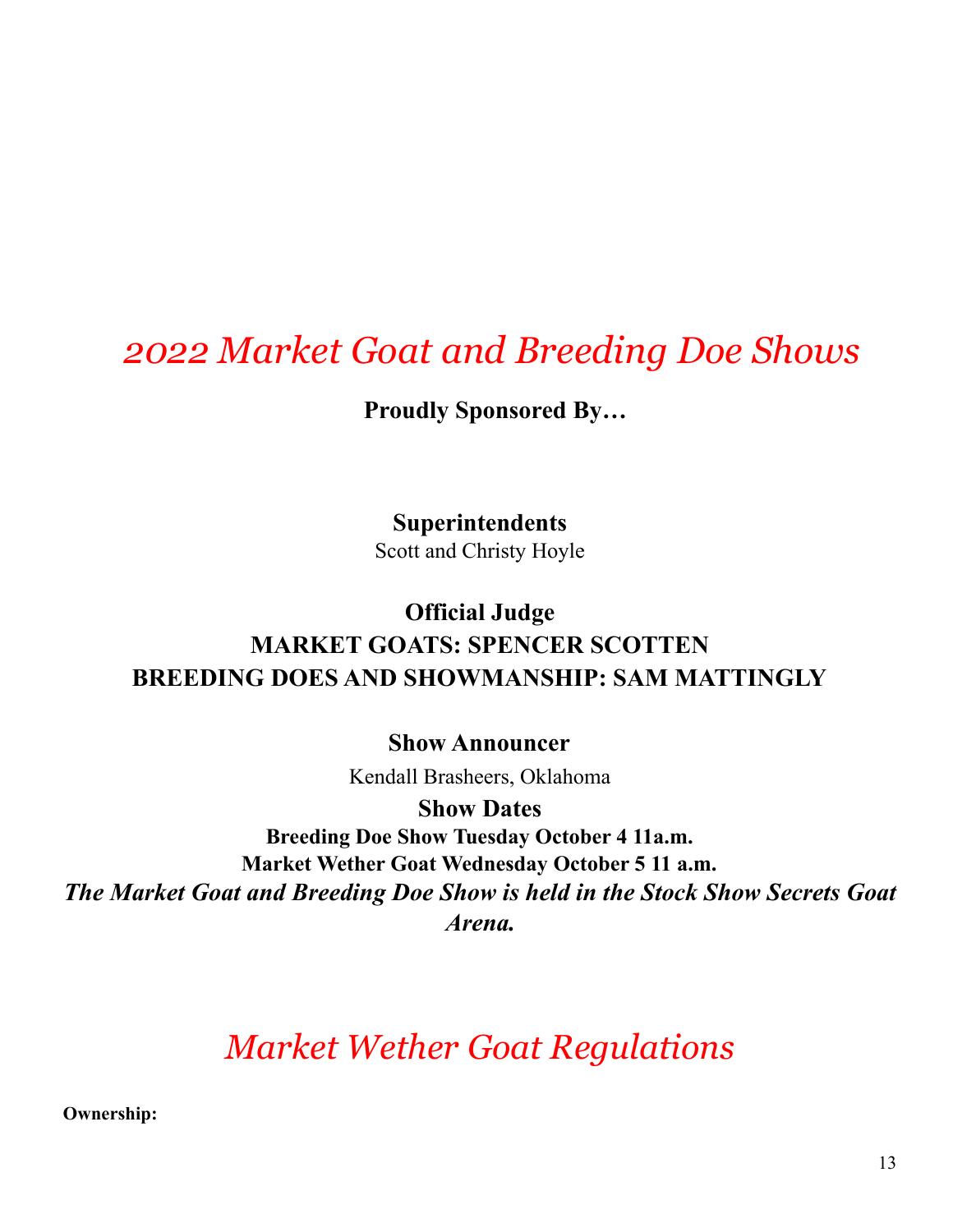# *2022 Market Goat and Breeding Doe Shows*

**Proudly Sponsored By…**

**Superintendents**

Scott and Christy Hoyle

**Official Judge**

**MARKET GOATS: SPENCER SCOTTEN**

**BREEDING DOES AND SHOWMANSHIP: SAM MATTINGLY**

**Show Announcer**

Kendall Brasheers, Oklahoma

**Show Dates**

**Breeding Doe Show Tuesday October 4 11a.m.**

**Market Wether Goat Wednesday October 5 11 a.m.**

***The Market Goat and Breeding Doe Show is held in the Stock Show Secrets Goat Arena.***

# *Market Wether Goat Regulations*

**Ownership:**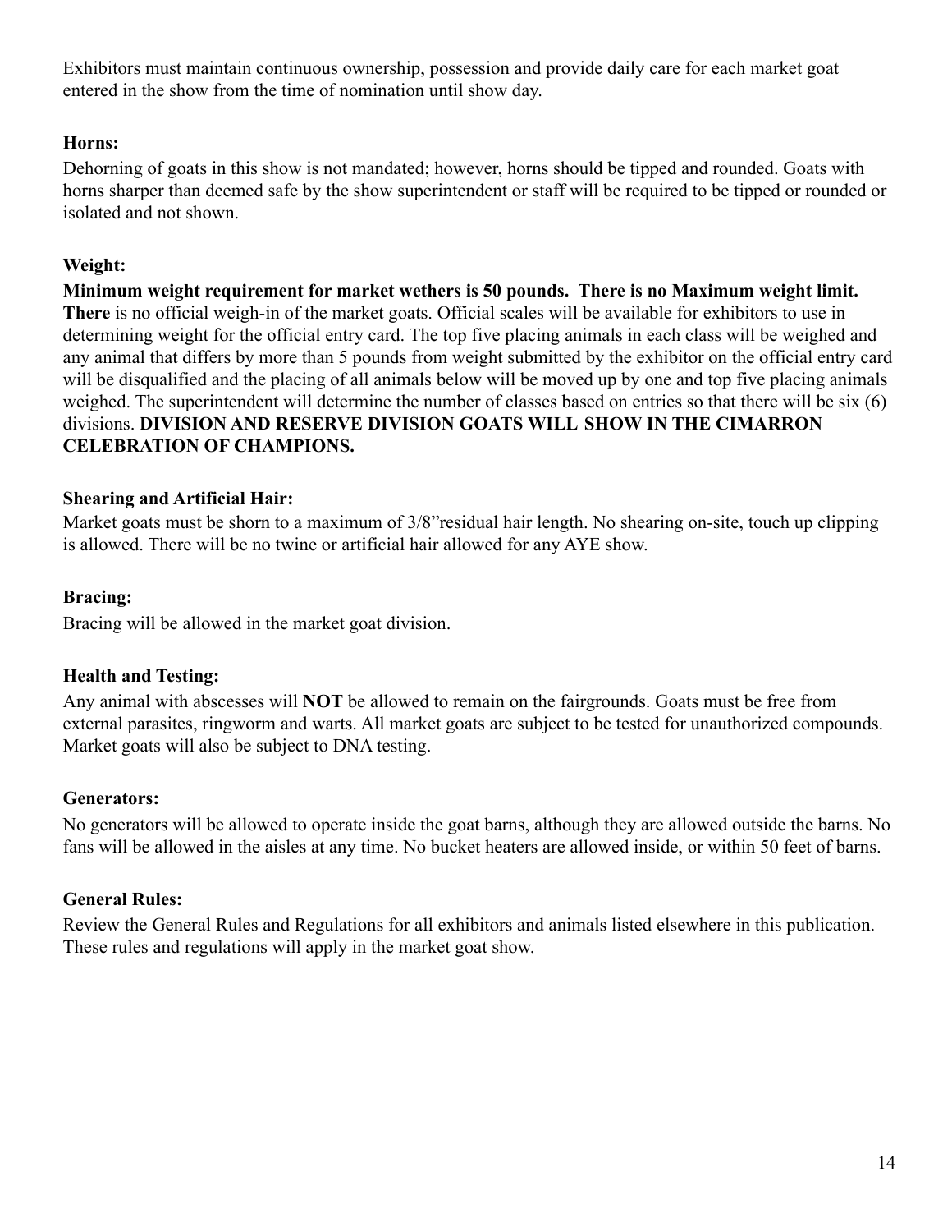Exhibitors must maintain continuous ownership, possession and provide daily care for each market goat entered in the show from the time of nomination until show day.

### Horns:

Dehorning of goats in this show is not mandated; however, horns should be tipped and rounded. Goats with horns sharper than deemed safe by the show superintendent or staff will be required to be tipped or rounded or isolated and not shown.

### Weight:

**Minimum weight requirement for market wethers is 50 pounds. There is no Maximum weight limit. There** is no official weigh-in of the market goats. Official scales will be available for exhibitors to use in determining weight for the official entry card. The top five placing animals in each class will be weighed and any animal that differs by more than 5 pounds from weight submitted by the exhibitor on the official entry card will be disqualified and the placing of all animals below will be moved up by one and top five placing animals weighed. The superintendent will determine the number of classes based on entries so that there will be six (6) divisions. **DIVISION AND RESERVE DIVISION GOATS WILL SHOW IN THE CIMARRON CELEBRATION OF CHAMPIONS.**

### Shearing and Artificial Hair:

Market goats must be shorn to a maximum of 3/8"residual hair length. No shearing on-site, touch up clipping is allowed. There will be no twine or artificial hair allowed for any AYE show.

### Bracing:

Bracing will be allowed in the market goat division.

### Health and Testing:

Any animal with abscesses will **NOT** be allowed to remain on the fairgrounds. Goats must be free from external parasites, ringworm and warts. All market goats are subject to be tested for unauthorized compounds. Market goats will also be subject to DNA testing.

### Generators:

No generators will be allowed to operate inside the goat barns, although they are allowed outside the barns. No fans will be allowed in the aisles at any time. No bucket heaters are allowed inside, or within 50 feet of barns.

### General Rules:

Review the General Rules and Regulations for all exhibitors and animals listed elsewhere in this publication. These rules and regulations will apply in the market goat show.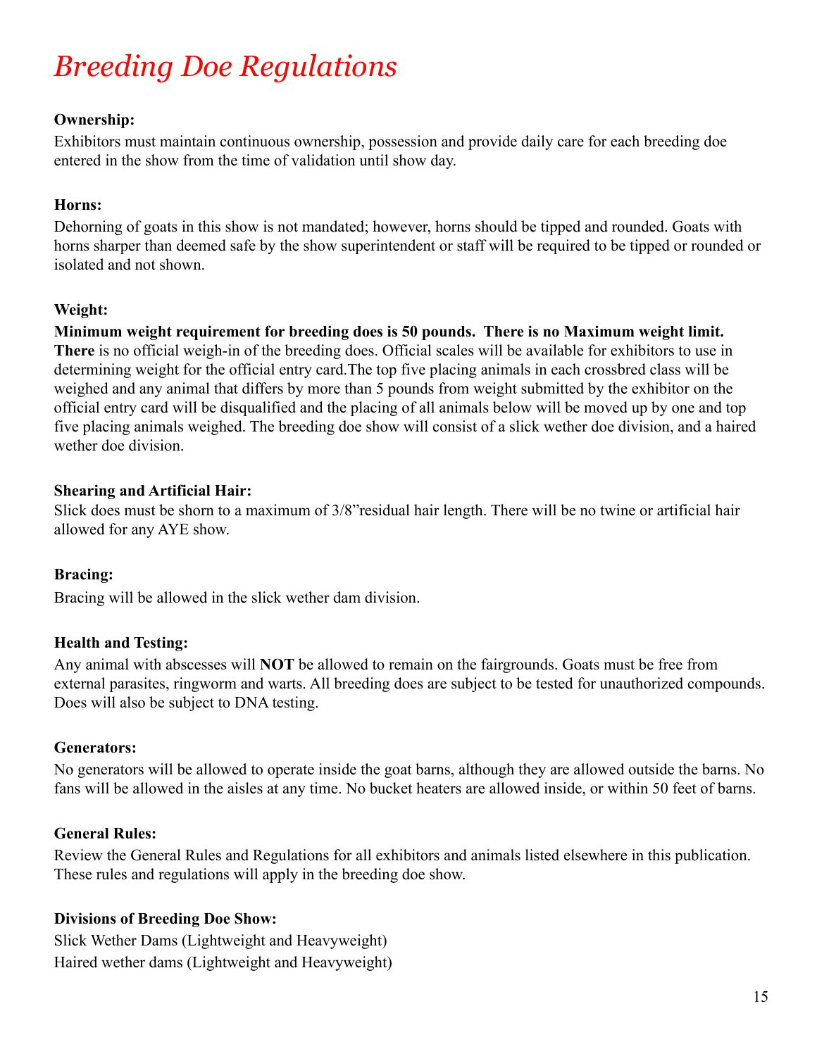# *Breeding Doe Regulations*

**Ownership:**
Exhibitors must maintain continuous ownership, possession and provide daily care for each breeding doe entered in the show from the time of validation until show day.

**Horns:**
Dehorning of goats in this show is not mandated; however, horns should be tipped and rounded. Goats with horns sharper than deemed safe by the show superintendent or staff will be required to be tipped or rounded or isolated and not shown.

**Weight:**
**Minimum weight requirement for breeding does is 50 pounds. There is no Maximum weight limit. There** is no official weigh-in of the breeding does. Official scales will be available for exhibitors to use in determining weight for the official entry card.The top five placing animals in each crossbred class will be weighed and any animal that differs by more than 5 pounds from weight submitted by the exhibitor on the official entry card will be disqualified and the placing of all animals below will be moved up by one and top five placing animals weighed. The breeding doe show will consist of a slick wether doe division, and a haired wether doe division.

**Shearing and Artificial Hair:**
Slick does must be shorn to a maximum of 3/8"residual hair length. There will be no twine or artificial hair allowed for any AYE show.

**Bracing:**
Bracing will be allowed in the slick wether dam division.

**Health and Testing:**
Any animal with abscesses will **NOT** be allowed to remain on the fairgrounds. Goats must be free from external parasites, ringworm and warts. All breeding does are subject to be tested for unauthorized compounds. Does will also be subject to DNA testing.

**Generators:**
No generators will be allowed to operate inside the goat barns, although they are allowed outside the barns. No fans will be allowed in the aisles at any time. No bucket heaters are allowed inside, or within 50 feet of barns.

**General Rules:**
Review the General Rules and Regulations for all exhibitors and animals listed elsewhere in this publication. These rules and regulations will apply in the breeding doe show.

**Divisions of Breeding Doe Show:**
Slick Wether Dams (Lightweight and Heavyweight)
Haired wether dams (Lightweight and Heavyweight)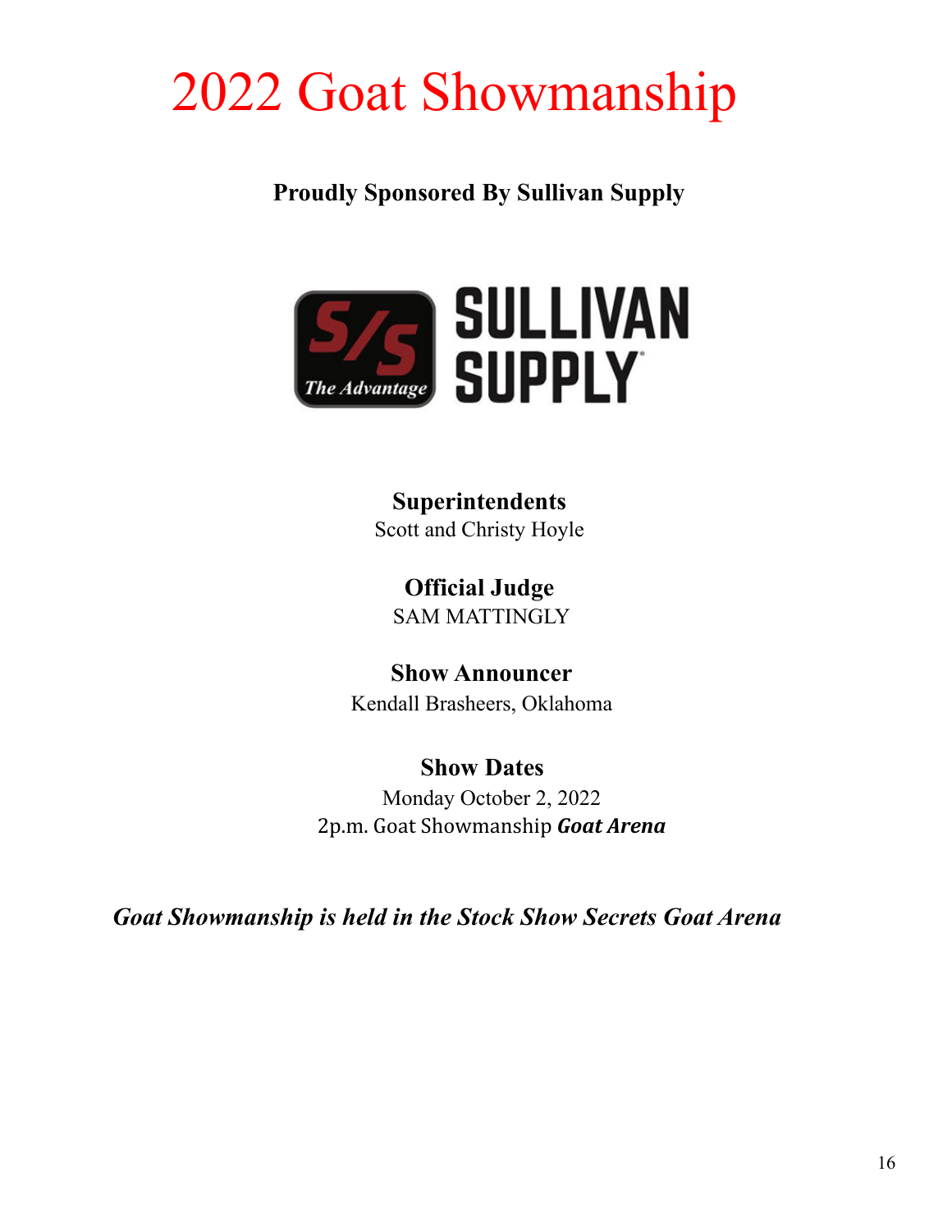# 2022 Goat Showmanship

**Proudly Sponsored By Sullivan Supply**

**Superintendents**
Scott and Christy Hoyle

**Official Judge**
SAM MATTINGLY

**Show Announcer**
Kendall Brasheers, Oklahoma

**Show Dates**
Monday October 2, 2022
2p.m. Goat Showmanship ***Goat Arena***

***Goat Showmanship is held in the Stock Show Secrets Goat Arena***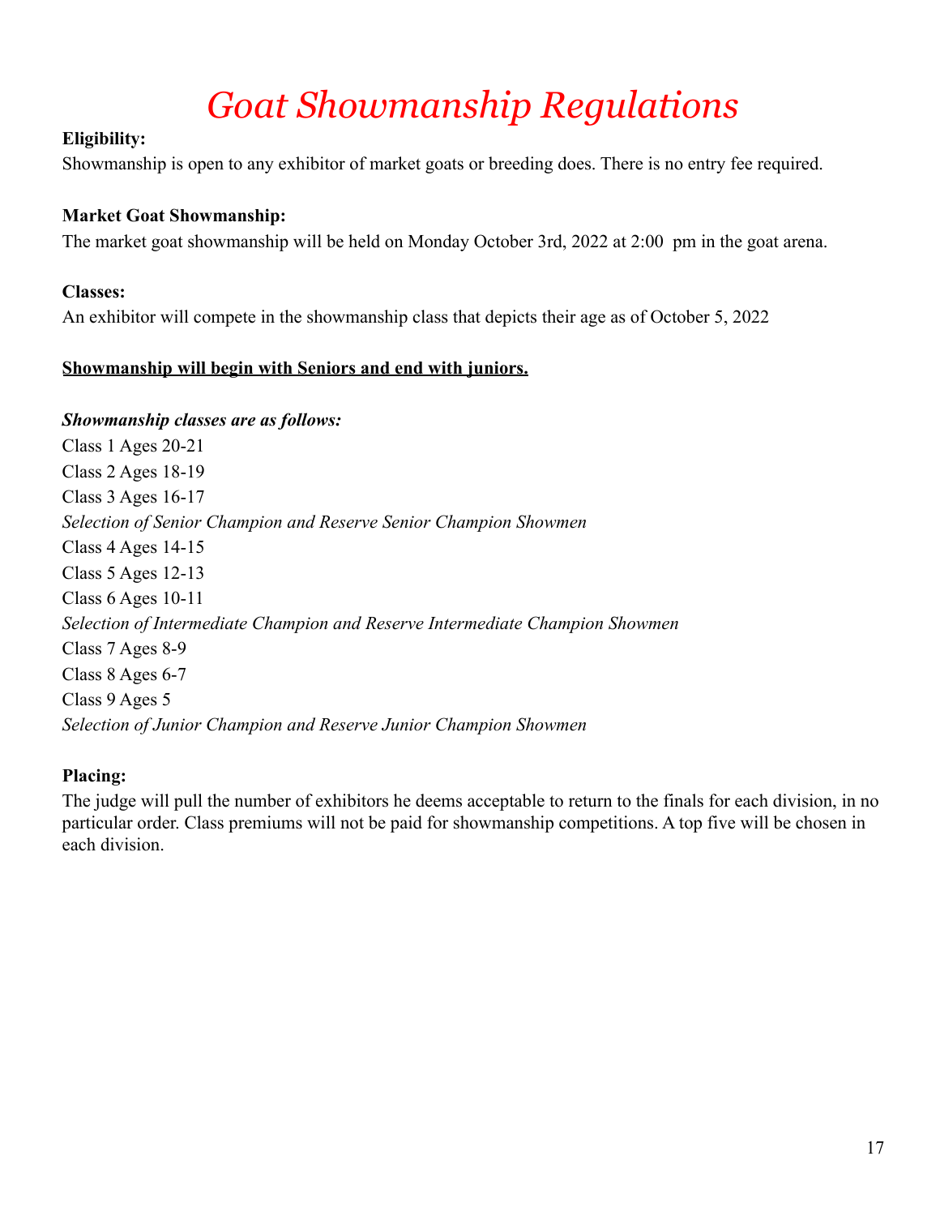# *Goat Showmanship Regulations*

**Eligibility:**
Showmanship is open to any exhibitor of market goats or breeding does. There is no entry fee required.

**Market Goat Showmanship:**
The market goat showmanship will be held on Monday October 3rd, 2022 at 2:00 pm in the goat arena.

**Classes:**
An exhibitor will compete in the showmanship class that depicts their age as of October 5, 2022

**Showmanship will begin with Seniors and end with juniors.**

***Showmanship classes are as follows:***

Class 1 Ages 20-21
Class 2 Ages 18-19
Class 3 Ages 16-17
*Selection of Senior Champion and Reserve Senior Champion Showmen*
Class 4 Ages 14-15
Class 5 Ages 12-13
Class 6 Ages 10-11
*Selection of Intermediate Champion and Reserve Intermediate Champion Showmen*
Class 7 Ages 8-9
Class 8 Ages 6-7
Class 9 Ages 5
*Selection of Junior Champion and Reserve Junior Champion Showmen*

**Placing:**
The judge will pull the number of exhibitors he deems acceptable to return to the finals for each division, in no particular order. Class premiums will not be paid for showmanship competitions. A top five will be chosen in each division.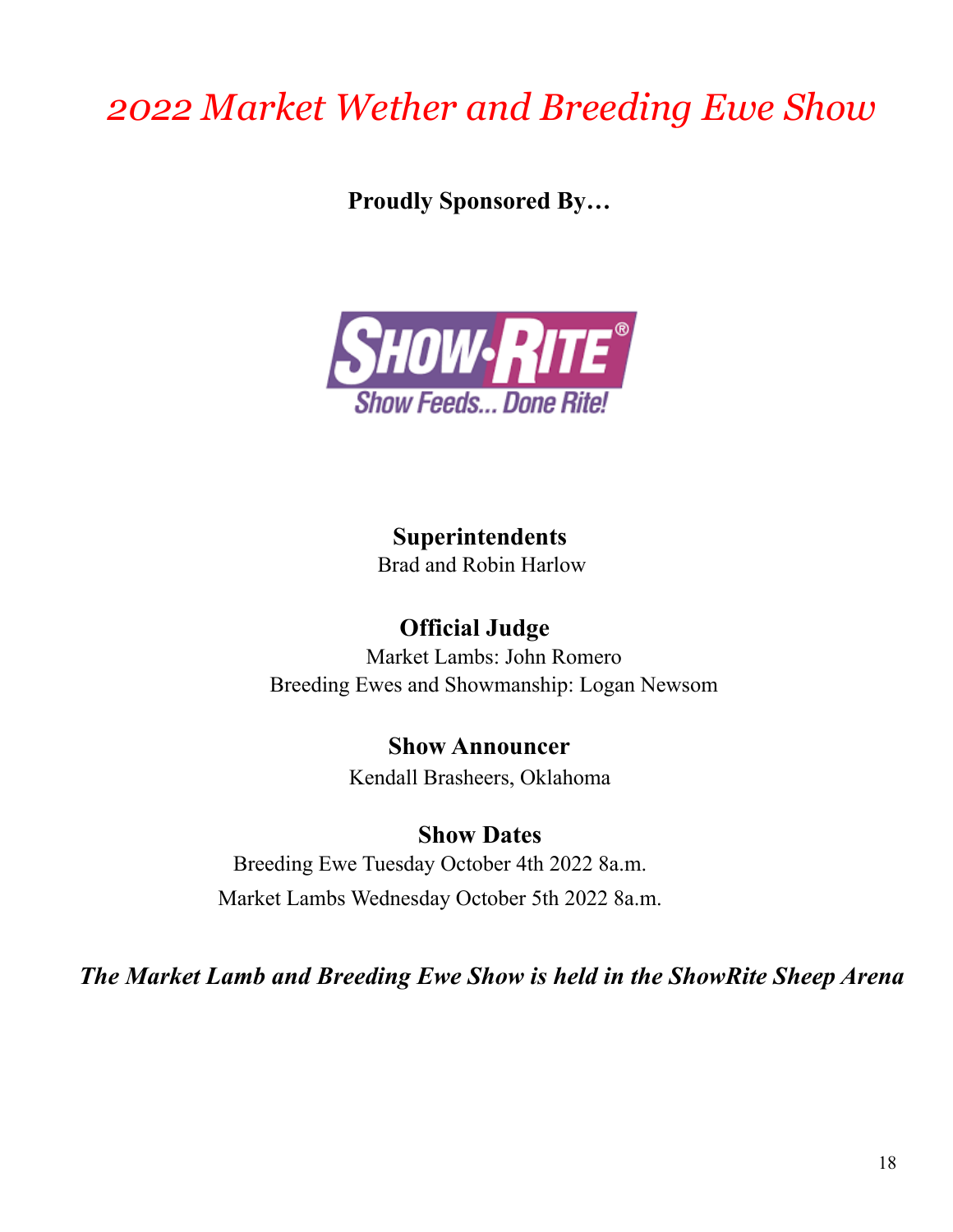# *2022 Market Wether and Breeding Ewe Show*

**Proudly Sponsored By…**

SHOW·RITE®
Show Feeds... Done Rite!

**Superintendents**
Brad and Robin Harlow

**Official Judge**
Market Lambs: John Romero
Breeding Ewes and Showmanship: Logan Newsom

**Show Announcer**
Kendall Brasheers, Oklahoma

**Show Dates**
Breeding Ewe Tuesday October 4th 2022 8a.m.
Market Lambs Wednesday October 5th 2022 8a.m.

***The Market Lamb and Breeding Ewe Show is held in the ShowRite Sheep Arena***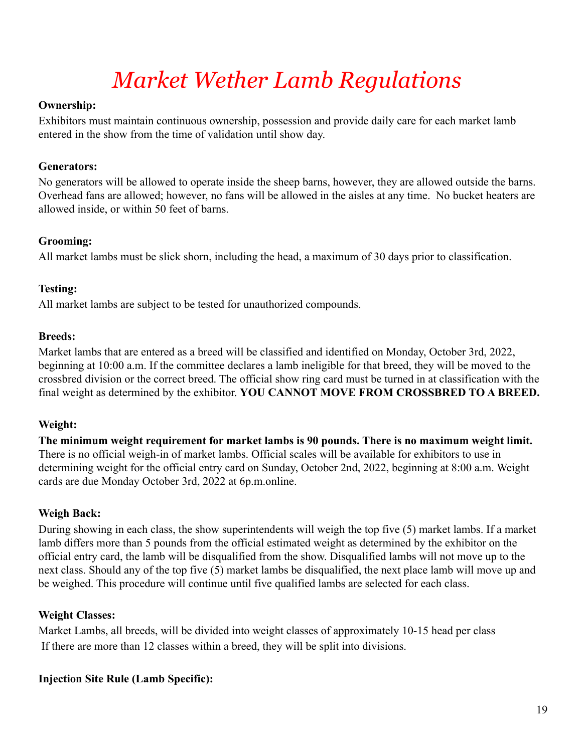# *Market Wether Lamb Regulations*

**Ownership:**

Exhibitors must maintain continuous ownership, possession and provide daily care for each market lamb entered in the show from the time of validation until show day.

**Generators:**

No generators will be allowed to operate inside the sheep barns, however, they are allowed outside the barns. Overhead fans are allowed; however, no fans will be allowed in the aisles at any time. No bucket heaters are allowed inside, or within 50 feet of barns.

**Grooming:**

All market lambs must be slick shorn, including the head, a maximum of 30 days prior to classification.

**Testing:**

All market lambs are subject to be tested for unauthorized compounds.

**Breeds:**

Market lambs that are entered as a breed will be classified and identified on Monday, October 3rd, 2022, beginning at 10:00 a.m. If the committee declares a lamb ineligible for that breed, they will be moved to the crossbred division or the correct breed. The official show ring card must be turned in at classification with the final weight as determined by the exhibitor. **YOU CANNOT MOVE FROM CROSSBRED TO A BREED.**

**Weight:**

**The minimum weight requirement for market lambs is 90 pounds. There is no maximum weight limit.** There is no official weigh-in of market lambs. Official scales will be available for exhibitors to use in determining weight for the official entry card on Sunday, October 2nd, 2022, beginning at 8:00 a.m. Weight cards are due Monday October 3rd, 2022 at 6p.m.online.

**Weigh Back:**

During showing in each class, the show superintendents will weigh the top five (5) market lambs. If a market lamb differs more than 5 pounds from the official estimated weight as determined by the exhibitor on the official entry card, the lamb will be disqualified from the show. Disqualified lambs will not move up to the next class. Should any of the top five (5) market lambs be disqualified, the next place lamb will move up and be weighed. This procedure will continue until five qualified lambs are selected for each class.

**Weight Classes:**

Market Lambs, all breeds, will be divided into weight classes of approximately 10-15 head per class

If there are more than 12 classes within a breed, they will be split into divisions.

**Injection Site Rule (Lamb Specific):**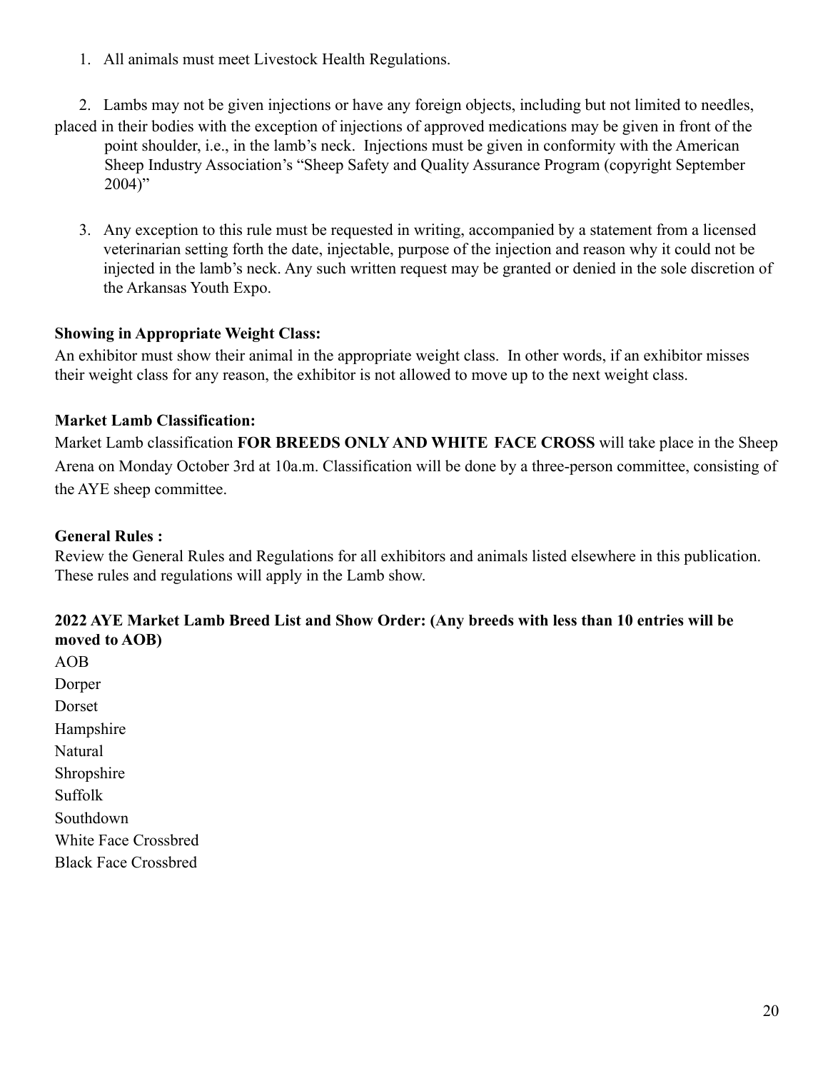1. All animals must meet Livestock Health Regulations.

2. Lambs may not be given injections or have any foreign objects, including but not limited to needles, placed in their bodies with the exception of injections of approved medications may be given in front of the point shoulder, i.e., in the lamb's neck. Injections must be given in conformity with the American Sheep Industry Association's "Sheep Safety and Quality Assurance Program (copyright September 2004)"

3. Any exception to this rule must be requested in writing, accompanied by a statement from a licensed veterinarian setting forth the date, injectable, purpose of the injection and reason why it could not be injected in the lamb's neck. Any such written request may be granted or denied in the sole discretion of the Arkansas Youth Expo.

**Showing in Appropriate Weight Class:**
An exhibitor must show their animal in the appropriate weight class. In other words, if an exhibitor misses their weight class for any reason, the exhibitor is not allowed to move up to the next weight class.

**Market Lamb Classification:**
Market Lamb classification **FOR BREEDS ONLY AND WHITE FACE CROSS** will take place in the Sheep Arena on Monday October 3rd at 10a.m. Classification will be done by a three-person committee, consisting of the AYE sheep committee.

**General Rules :**
Review the General Rules and Regulations for all exhibitors and animals listed elsewhere in this publication. These rules and regulations will apply in the Lamb show.

**2022 AYE Market Lamb Breed List and Show Order: (Any breeds with less than 10 entries will be moved to AOB)**

AOB
Dorper
Dorset
Hampshire
Natural
Shropshire
Suffolk
Southdown
White Face Crossbred
Black Face Crossbred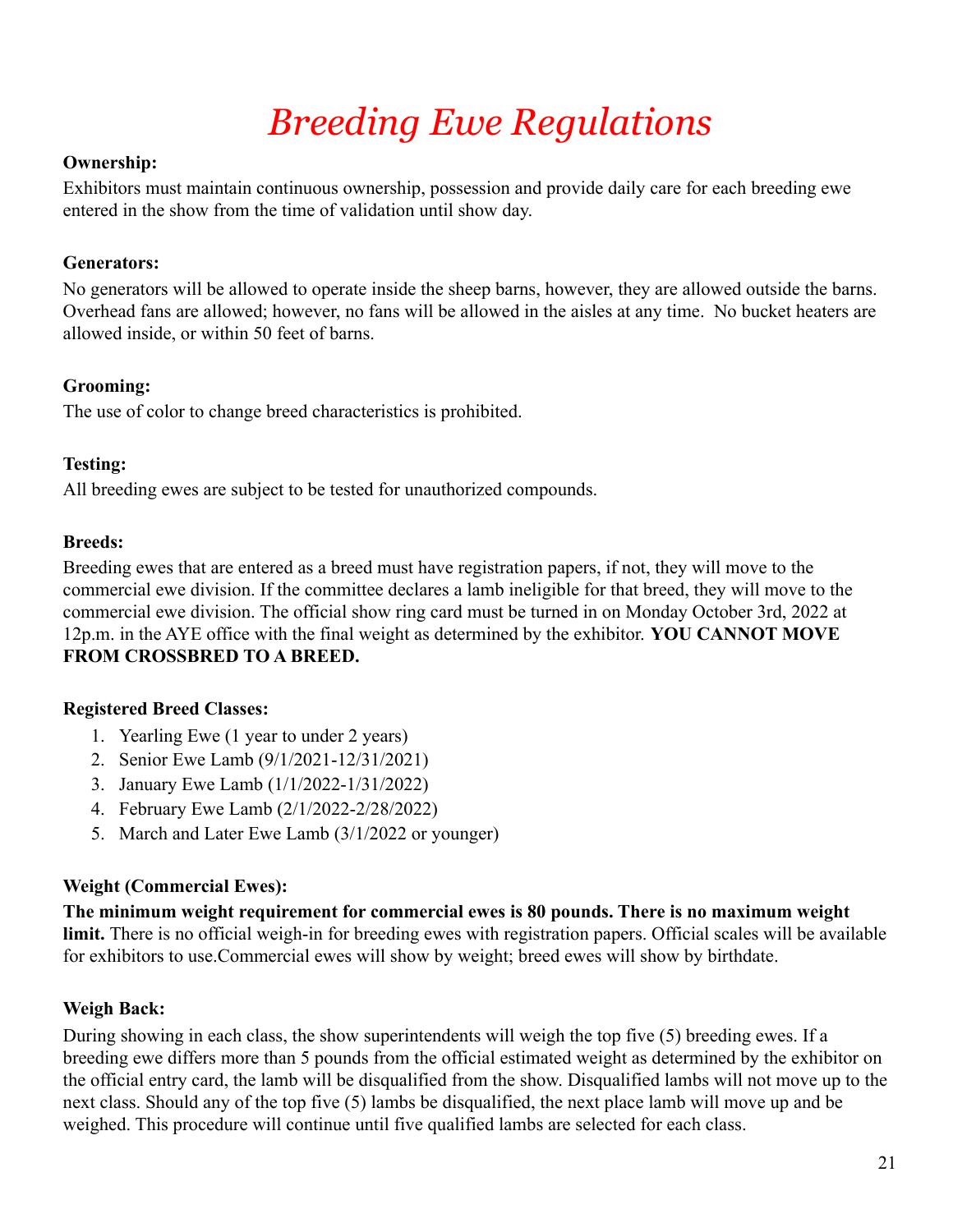# *Breeding Ewe Regulations*

**Ownership:**
Exhibitors must maintain continuous ownership, possession and provide daily care for each breeding ewe entered in the show from the time of validation until show day.

**Generators:**
No generators will be allowed to operate inside the sheep barns, however, they are allowed outside the barns. Overhead fans are allowed; however, no fans will be allowed in the aisles at any time. No bucket heaters are allowed inside, or within 50 feet of barns.

**Grooming:**
The use of color to change breed characteristics is prohibited.

**Testing:**
All breeding ewes are subject to be tested for unauthorized compounds.

**Breeds:**
Breeding ewes that are entered as a breed must have registration papers, if not, they will move to the commercial ewe division. If the committee declares a lamb ineligible for that breed, they will move to the commercial ewe division. The official show ring card must be turned in on Monday October 3rd, 2022 at 12p.m. in the AYE office with the final weight as determined by the exhibitor. **YOU CANNOT MOVE FROM CROSSBRED TO A BREED.**

**Registered Breed Classes:**

1. Yearling Ewe (1 year to under 2 years)
2. Senior Ewe Lamb (9/1/2021-12/31/2021)
3. January Ewe Lamb (1/1/2022-1/31/2022)
4. February Ewe Lamb (2/1/2022-2/28/2022)
5. March and Later Ewe Lamb (3/1/2022 or younger)

**Weight (Commercial Ewes):**
**The minimum weight requirement for commercial ewes is 80 pounds. There is no maximum weight limit.** There is no official weigh-in for breeding ewes with registration papers. Official scales will be available for exhibitors to use.Commercial ewes will show by weight; breed ewes will show by birthdate.

**Weigh Back:**
During showing in each class, the show superintendents will weigh the top five (5) breeding ewes. If a breeding ewe differs more than 5 pounds from the official estimated weight as determined by the exhibitor on the official entry card, the lamb will be disqualified from the show. Disqualified lambs will not move up to the next class. Should any of the top five (5) lambs be disqualified, the next place lamb will move up and be weighed. This procedure will continue until five qualified lambs are selected for each class.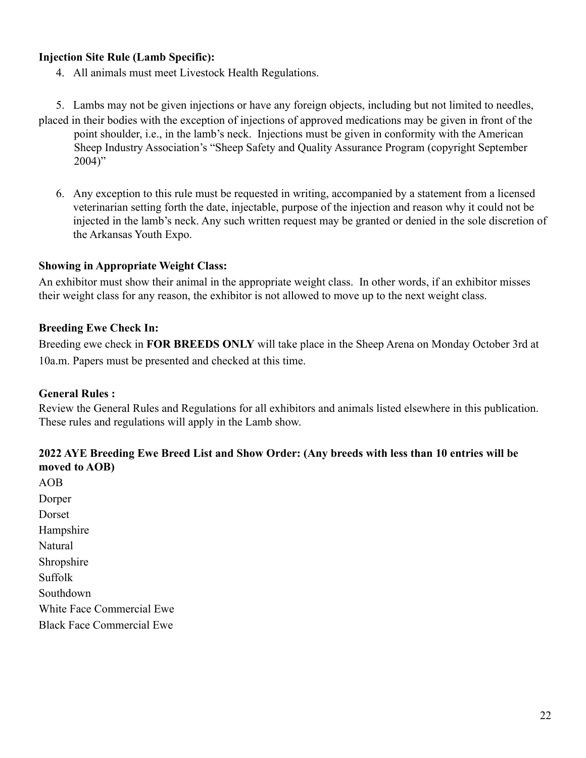**Injection Site Rule (Lamb Specific):**

4. All animals must meet Livestock Health Regulations.

5. Lambs may not be given injections or have any foreign objects, including but not limited to needles, placed in their bodies with the exception of injections of approved medications may be given in front of the point shoulder, i.e., in the lamb's neck. Injections must be given in conformity with the American Sheep Industry Association's "Sheep Safety and Quality Assurance Program (copyright September 2004)"

6. Any exception to this rule must be requested in writing, accompanied by a statement from a licensed veterinarian setting forth the date, injectable, purpose of the injection and reason why it could not be injected in the lamb's neck. Any such written request may be granted or denied in the sole discretion of the Arkansas Youth Expo.

**Showing in Appropriate Weight Class:**

An exhibitor must show their animal in the appropriate weight class. In other words, if an exhibitor misses their weight class for any reason, the exhibitor is not allowed to move up to the next weight class.

**Breeding Ewe Check In:**

Breeding ewe check in **FOR BREEDS ONLY** will take place in the Sheep Arena on Monday October 3rd at 10a.m. Papers must be presented and checked at this time.

**General Rules :**

Review the General Rules and Regulations for all exhibitors and animals listed elsewhere in this publication. These rules and regulations will apply in the Lamb show.

**2022 AYE Breeding Ewe Breed List and Show Order: (Any breeds with less than 10 entries will be moved to AOB)**

AOB
Dorper
Dorset
Hampshire
Natural
Shropshire
Suffolk
Southdown
White Face Commercial Ewe
Black Face Commercial Ewe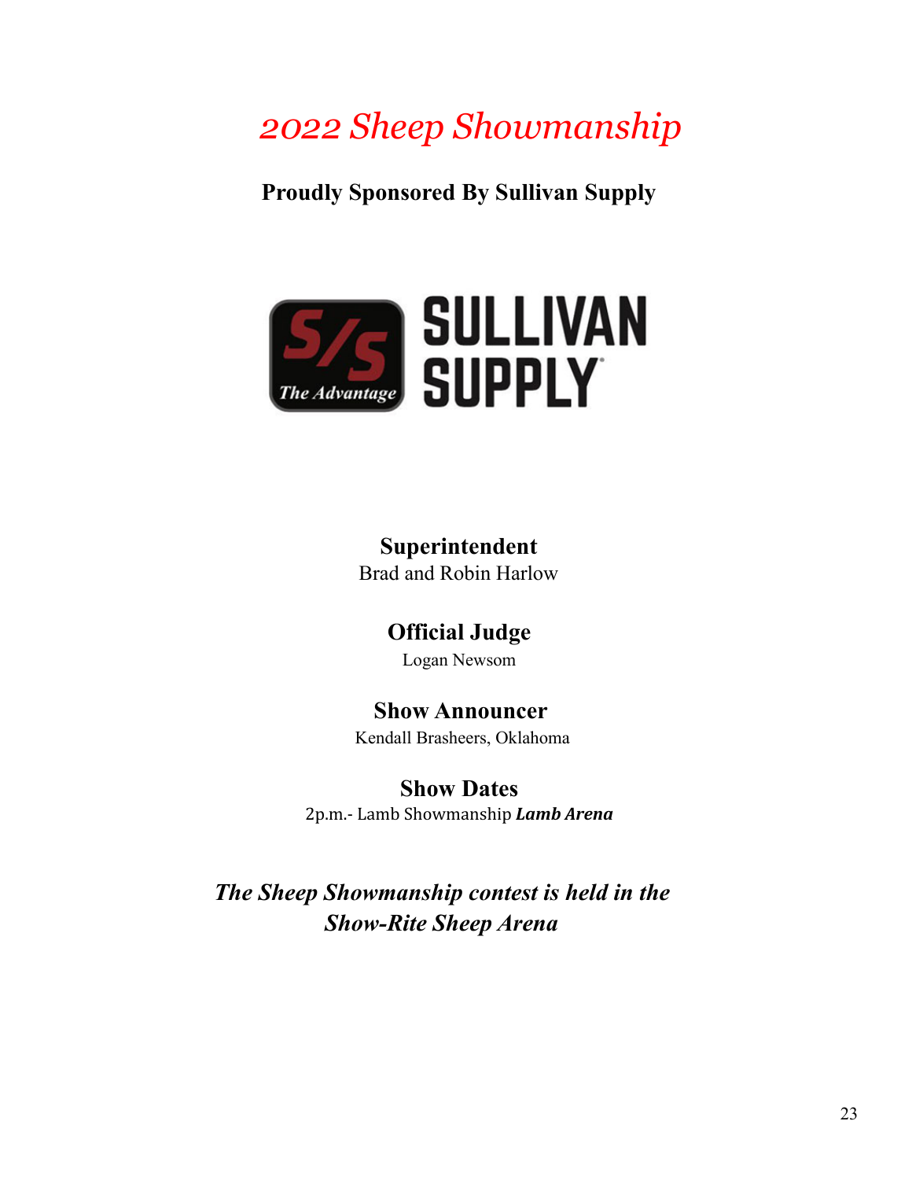# *2022 Sheep Showmanship*

**Proudly Sponsored By Sullivan Supply**

**Superintendent**
Brad and Robin Harlow

**Official Judge**
Logan Newsom

**Show Announcer**
Kendall Brasheers, Oklahoma

**Show Dates**
2p.m.- Lamb Showmanship ***Lamb Arena***

***The Sheep Showmanship contest is held in the Show-Rite Sheep Arena***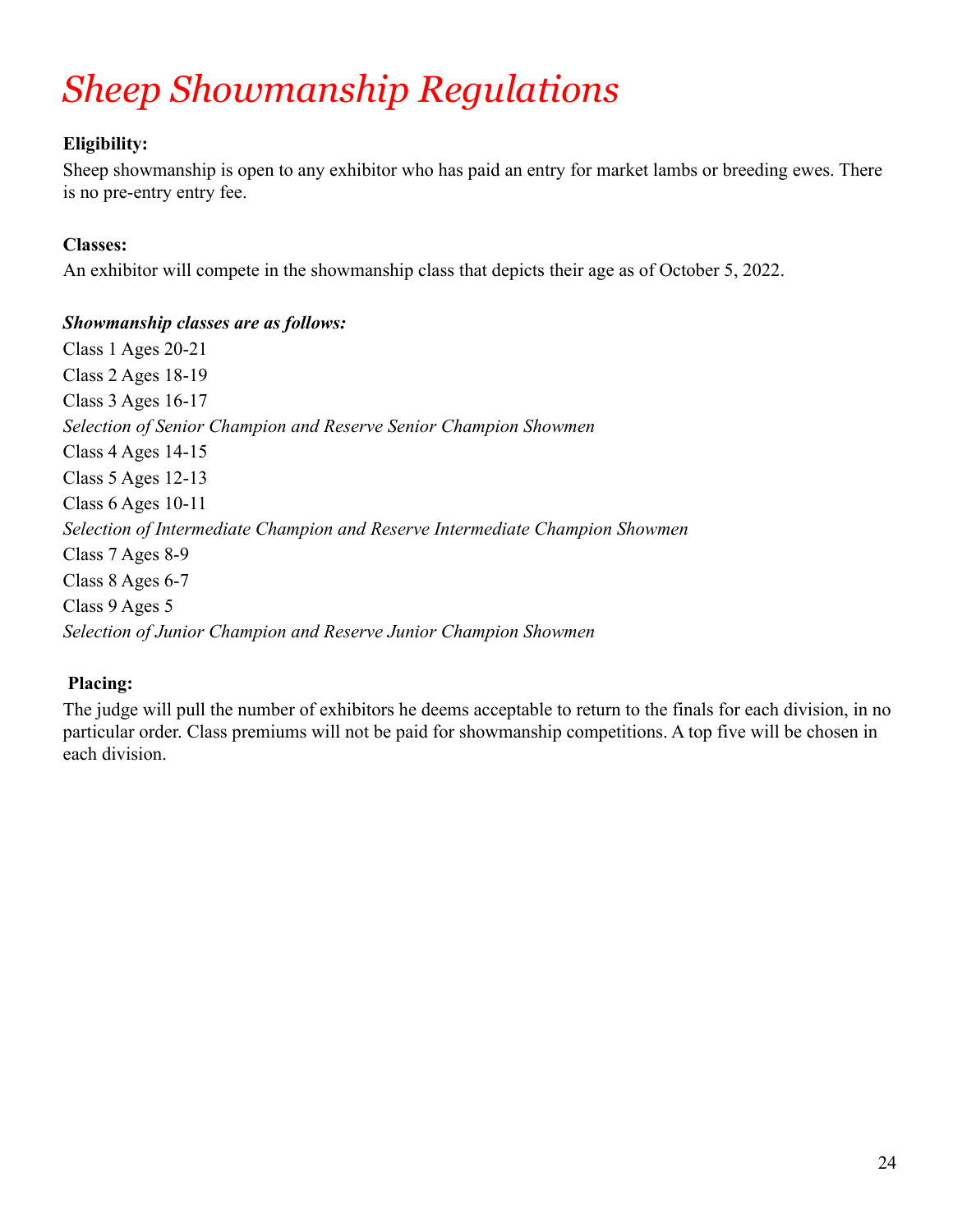# *Sheep Showmanship Regulations*

**Eligibility:**

Sheep showmanship is open to any exhibitor who has paid an entry for market lambs or breeding ewes. There is no pre-entry entry fee.

**Classes:**

An exhibitor will compete in the showmanship class that depicts their age as of October 5, 2022.

***Showmanship classes are as follows:***

Class 1 Ages 20-21
Class 2 Ages 18-19
Class 3 Ages 16-17
*Selection of Senior Champion and Reserve Senior Champion Showmen*
Class 4 Ages 14-15
Class 5 Ages 12-13
Class 6 Ages 10-11
*Selection of Intermediate Champion and Reserve Intermediate Champion Showmen*
Class 7 Ages 8-9
Class 8 Ages 6-7
Class 9 Ages 5
*Selection of Junior Champion and Reserve Junior Champion Showmen*

**Placing:**

The judge will pull the number of exhibitors he deems acceptable to return to the finals for each division, in no particular order. Class premiums will not be paid for showmanship competitions. A top five will be chosen in each division.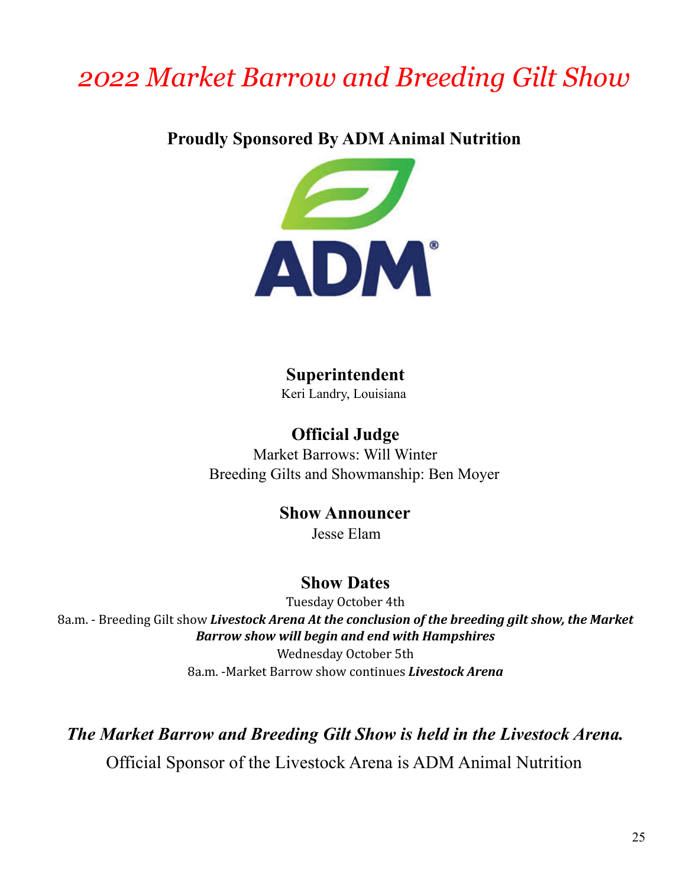# *2022 Market Barrow and Breeding Gilt Show*

**Proudly Sponsored By ADM Animal Nutrition**

### Superintendent

Keri Landry, Louisiana

### Official Judge

Market Barrows: Will Winter

Breeding Gilts and Showmanship: Ben Moyer

### Show Announcer

Jesse Elam

### Show Dates

Tuesday October 4th

8a.m. - Breeding Gilt show ***Livestock Arena At the conclusion of the breeding gilt show, the Market Barrow show will begin and end with Hampshires***

Wednesday October 5th

8a.m. -Market Barrow show continues ***Livestock Arena***

***The Market Barrow and Breeding Gilt Show is held in the Livestock Arena.***

Official Sponsor of the Livestock Arena is ADM Animal Nutrition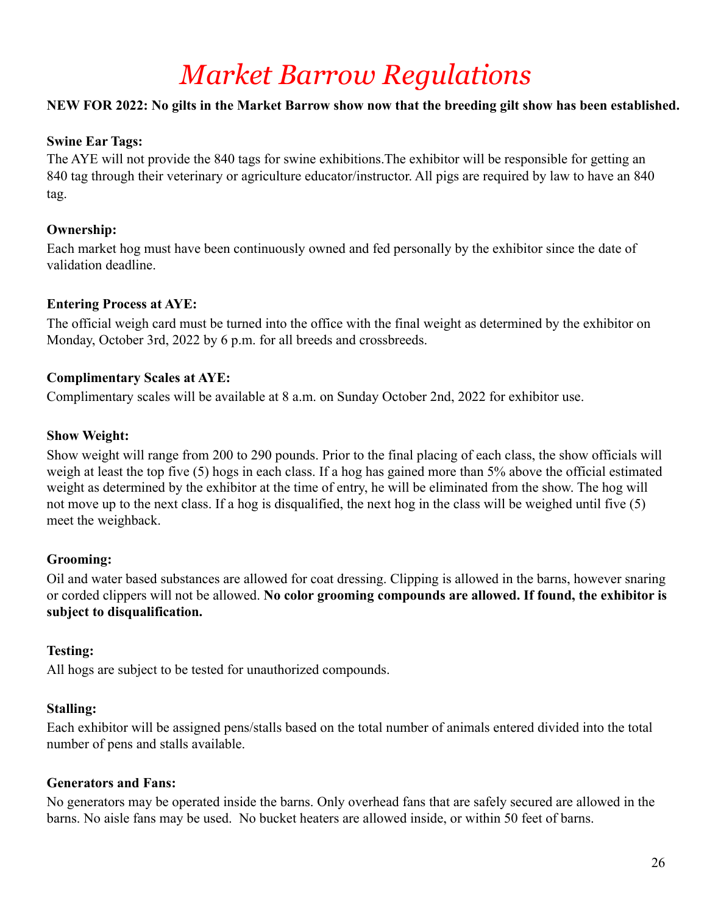# *Market Barrow Regulations*

**NEW FOR 2022: No gilts in the Market Barrow show now that the breeding gilt show has been established.**

**Swine Ear Tags:**
The AYE will not provide the 840 tags for swine exhibitions.The exhibitor will be responsible for getting an 840 tag through their veterinary or agriculture educator/instructor. All pigs are required by law to have an 840 tag.

**Ownership:**
Each market hog must have been continuously owned and fed personally by the exhibitor since the date of validation deadline.

**Entering Process at AYE:**
The official weigh card must be turned into the office with the final weight as determined by the exhibitor on Monday, October 3rd, 2022 by 6 p.m. for all breeds and crossbreeds.

**Complimentary Scales at AYE:**
Complimentary scales will be available at 8 a.m. on Sunday October 2nd, 2022 for exhibitor use.

**Show Weight:**
Show weight will range from 200 to 290 pounds. Prior to the final placing of each class, the show officials will weigh at least the top five (5) hogs in each class. If a hog has gained more than 5% above the official estimated weight as determined by the exhibitor at the time of entry, he will be eliminated from the show. The hog will not move up to the next class. If a hog is disqualified, the next hog in the class will be weighed until five (5) meet the weighback.

**Grooming:**
Oil and water based substances are allowed for coat dressing. Clipping is allowed in the barns, however snaring or corded clippers will not be allowed. **No color grooming compounds are allowed. If found, the exhibitor is subject to disqualification.**

**Testing:**
All hogs are subject to be tested for unauthorized compounds.

**Stalling:**
Each exhibitor will be assigned pens/stalls based on the total number of animals entered divided into the total number of pens and stalls available.

**Generators and Fans:**
No generators may be operated inside the barns. Only overhead fans that are safely secured are allowed in the barns. No aisle fans may be used. No bucket heaters are allowed inside, or within 50 feet of barns.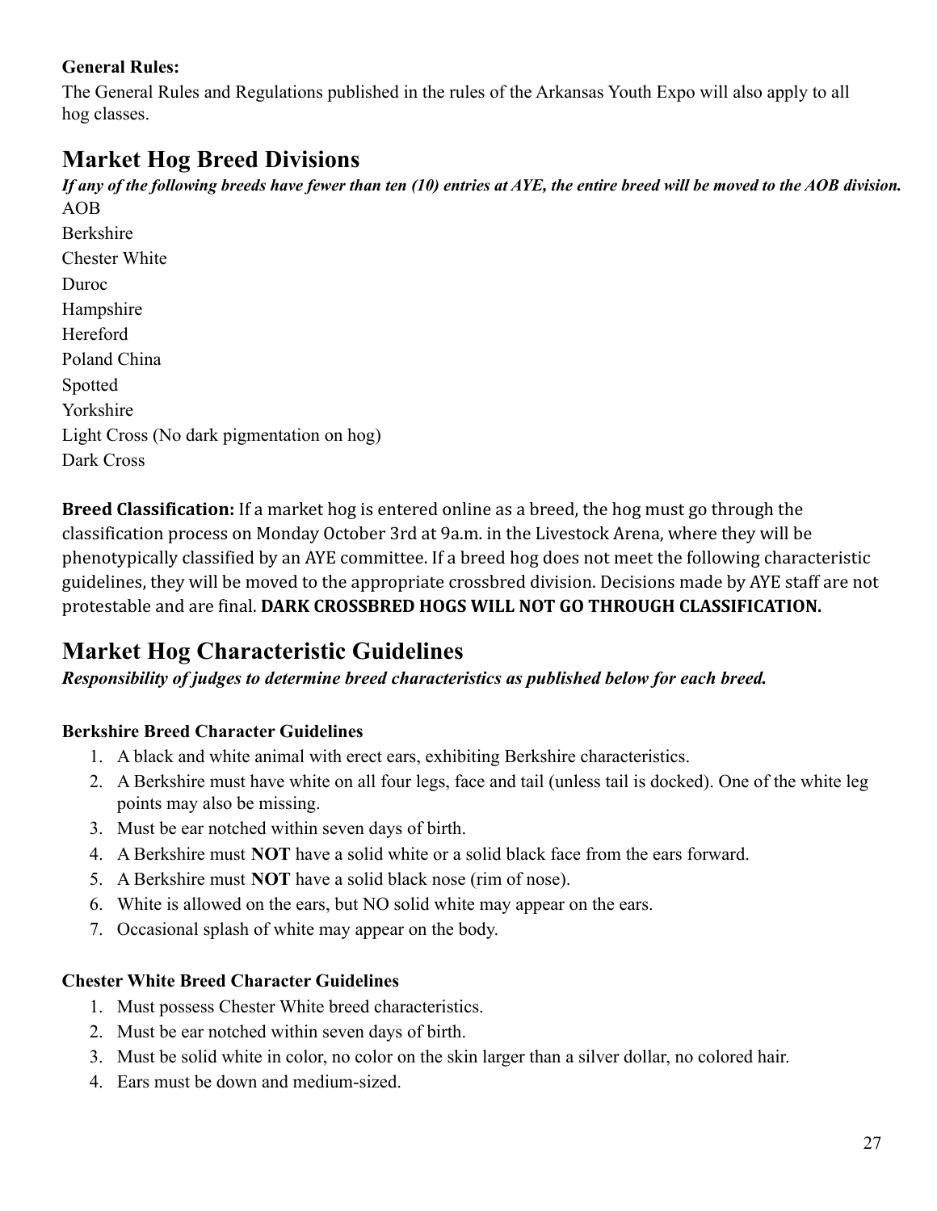**General Rules:**
The General Rules and Regulations published in the rules of the Arkansas Youth Expo will also apply to all hog classes.

## Market Hog Breed Divisions

***If any of the following breeds have fewer than ten (10) entries at AYE, the entire breed will be moved to the AOB division.***

AOB
Berkshire
Chester White
Duroc
Hampshire
Hereford
Poland China
Spotted
Yorkshire
Light Cross (No dark pigmentation on hog)
Dark Cross

**Breed Classification:** If a market hog is entered online as a breed, the hog must go through the classification process on Monday October 3rd at 9a.m. in the Livestock Arena, where they will be phenotypically classified by an AYE committee. If a breed hog does not meet the following characteristic guidelines, they will be moved to the appropriate crossbred division. Decisions made by AYE staff are not protestable and are final. **DARK CROSSBRED HOGS WILL NOT GO THROUGH CLASSIFICATION.**

## Market Hog Characteristic Guidelines

***Responsibility of judges to determine breed characteristics as published below for each breed.***

### Berkshire Breed Character Guidelines

1. A black and white animal with erect ears, exhibiting Berkshire characteristics.
2. A Berkshire must have white on all four legs, face and tail (unless tail is docked). One of the white leg points may also be missing.
3. Must be ear notched within seven days of birth.
4. A Berkshire must **NOT** have a solid white or a solid black face from the ears forward.
5. A Berkshire must **NOT** have a solid black nose (rim of nose).
6. White is allowed on the ears, but NO solid white may appear on the ears.
7. Occasional splash of white may appear on the body.

### Chester White Breed Character Guidelines

1. Must possess Chester White breed characteristics.
2. Must be ear notched within seven days of birth.
3. Must be solid white in color, no color on the skin larger than a silver dollar, no colored hair.
4. Ears must be down and medium-sized.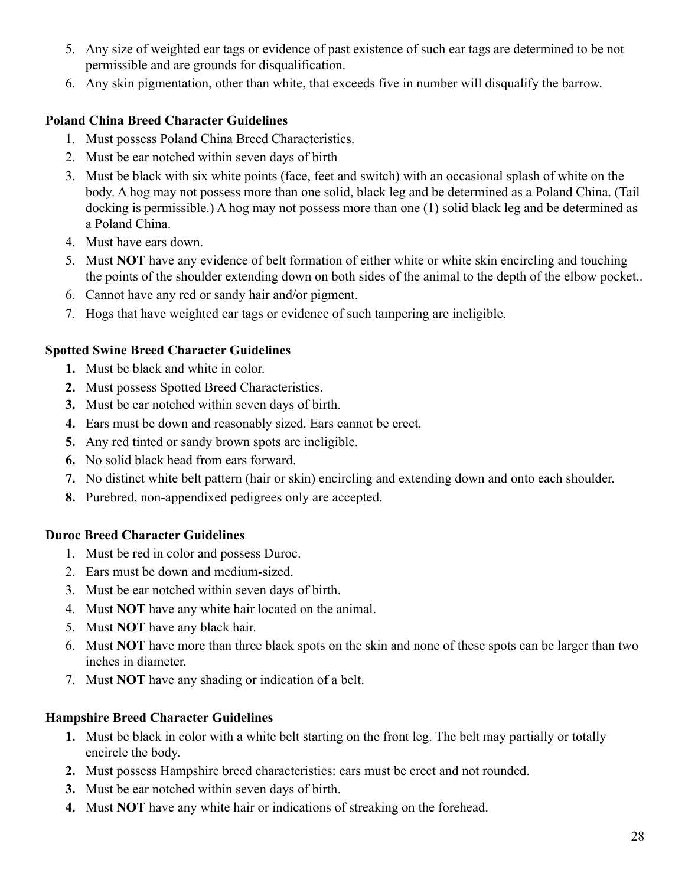5. Any size of weighted ear tags or evidence of past existence of such ear tags are determined to be not permissible and are grounds for disqualification.
6. Any skin pigmentation, other than white, that exceeds five in number will disqualify the barrow.

**Poland China Breed Character Guidelines**

1. Must possess Poland China Breed Characteristics.
2. Must be ear notched within seven days of birth
3. Must be black with six white points (face, feet and switch) with an occasional splash of white on the body. A hog may not possess more than one solid, black leg and be determined as a Poland China. (Tail docking is permissible.) A hog may not possess more than one (1) solid black leg and be determined as a Poland China.
4. Must have ears down.
5. Must **NOT** have any evidence of belt formation of either white or white skin encircling and touching the points of the shoulder extending down on both sides of the animal to the depth of the elbow pocket..
6. Cannot have any red or sandy hair and/or pigment.
7. Hogs that have weighted ear tags or evidence of such tampering are ineligible.

**Spotted Swine Breed Character Guidelines**

1. Must be black and white in color.
2. Must possess Spotted Breed Characteristics.
3. Must be ear notched within seven days of birth.
4. Ears must be down and reasonably sized. Ears cannot be erect.
5. Any red tinted or sandy brown spots are ineligible.
6. No solid black head from ears forward.
7. No distinct white belt pattern (hair or skin) encircling and extending down and onto each shoulder.
8. Purebred, non-appendixed pedigrees only are accepted.

**Duroc Breed Character Guidelines**

1. Must be red in color and possess Duroc.
2. Ears must be down and medium-sized.
3. Must be ear notched within seven days of birth.
4. Must **NOT** have any white hair located on the animal.
5. Must **NOT** have any black hair.
6. Must **NOT** have more than three black spots on the skin and none of these spots can be larger than two inches in diameter.
7. Must **NOT** have any shading or indication of a belt.

**Hampshire Breed Character Guidelines**

1. Must be black in color with a white belt starting on the front leg. The belt may partially or totally encircle the body.
2. Must possess Hampshire breed characteristics: ears must be erect and not rounded.
3. Must be ear notched within seven days of birth.
4. Must **NOT** have any white hair or indications of streaking on the forehead.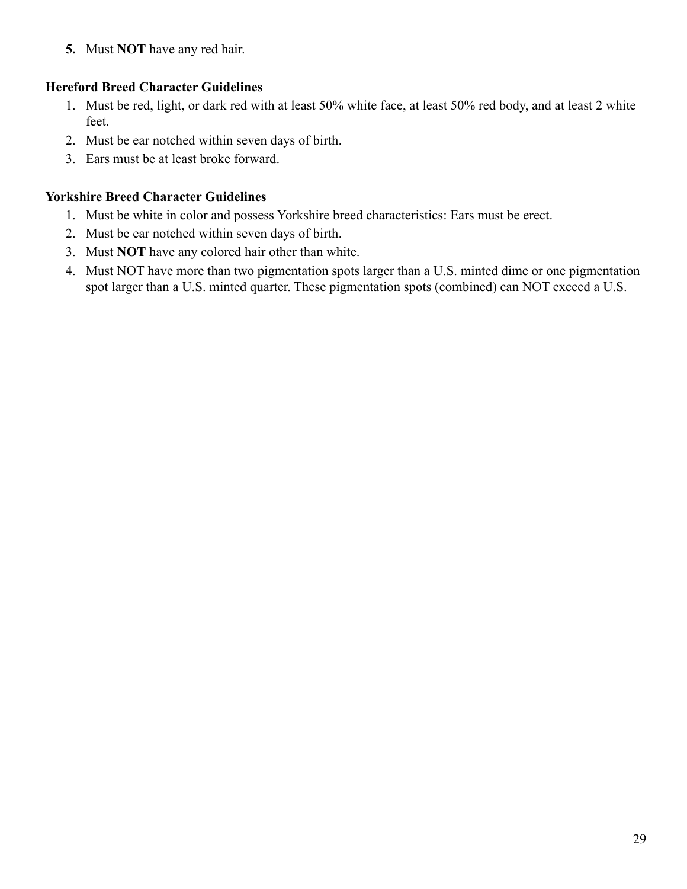5. Must **NOT** have any red hair.

**Hereford Breed Character Guidelines**

1. Must be red, light, or dark red with at least 50% white face, at least 50% red body, and at least 2 white feet.
2. Must be ear notched within seven days of birth.
3. Ears must be at least broke forward.

**Yorkshire Breed Character Guidelines**

1. Must be white in color and possess Yorkshire breed characteristics: Ears must be erect.
2. Must be ear notched within seven days of birth.
3. Must **NOT** have any colored hair other than white.
4. Must NOT have more than two pigmentation spots larger than a U.S. minted dime or one pigmentation spot larger than a U.S. minted quarter. These pigmentation spots (combined) can NOT exceed a U.S.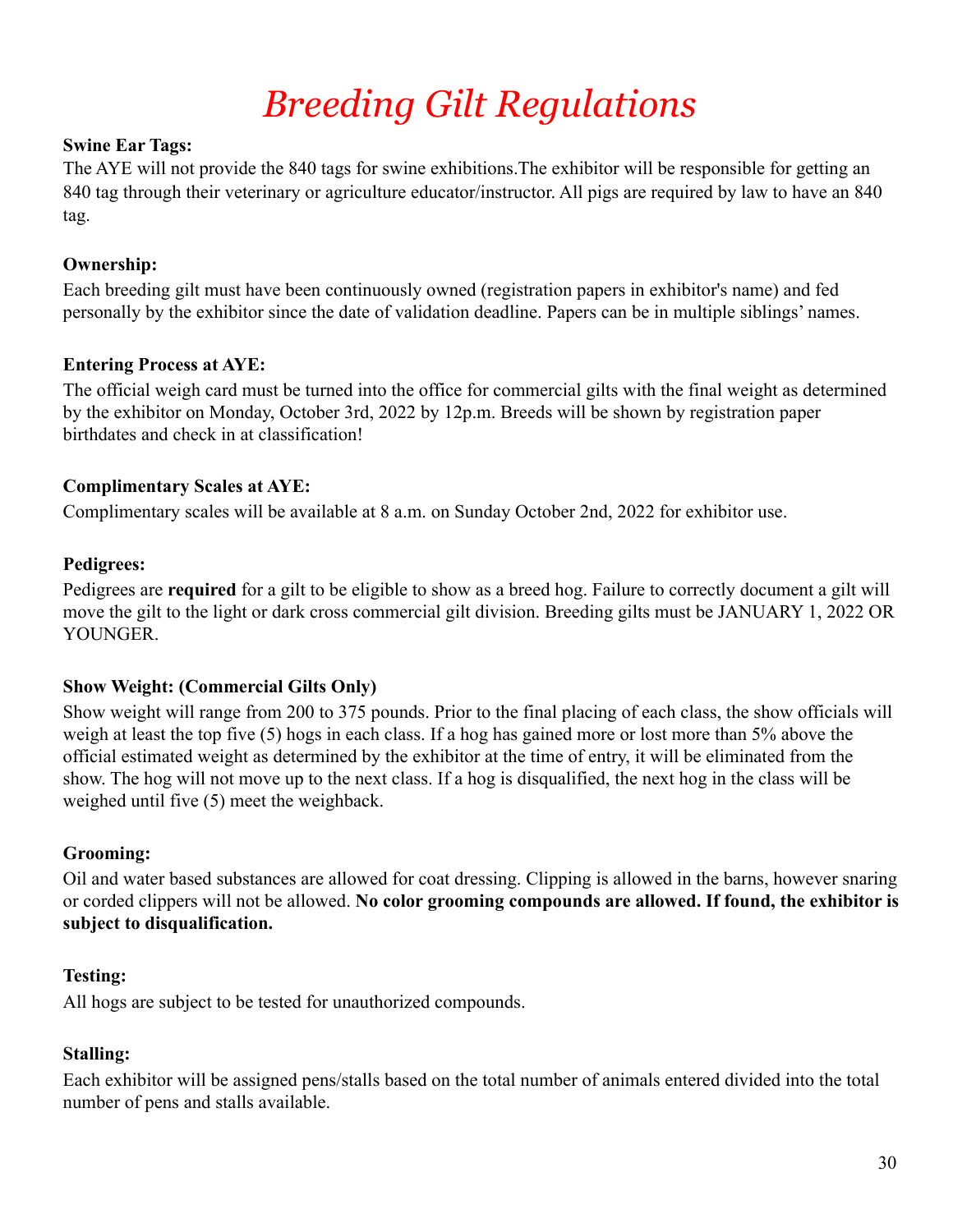# *Breeding Gilt Regulations*

**Swine Ear Tags:**
The AYE will not provide the 840 tags for swine exhibitions.The exhibitor will be responsible for getting an 840 tag through their veterinary or agriculture educator/instructor. All pigs are required by law to have an 840 tag.

**Ownership:**
Each breeding gilt must have been continuously owned (registration papers in exhibitor's name) and fed personally by the exhibitor since the date of validation deadline. Papers can be in multiple siblings' names.

**Entering Process at AYE:**
The official weigh card must be turned into the office for commercial gilts with the final weight as determined by the exhibitor on Monday, October 3rd, 2022 by 12p.m. Breeds will be shown by registration paper birthdates and check in at classification!

**Complimentary Scales at AYE:**
Complimentary scales will be available at 8 a.m. on Sunday October 2nd, 2022 for exhibitor use.

**Pedigrees:**
Pedigrees are **required** for a gilt to be eligible to show as a breed hog. Failure to correctly document a gilt will move the gilt to the light or dark cross commercial gilt division. Breeding gilts must be JANUARY 1, 2022 OR YOUNGER.

**Show Weight: (Commercial Gilts Only)**
Show weight will range from 200 to 375 pounds. Prior to the final placing of each class, the show officials will weigh at least the top five (5) hogs in each class. If a hog has gained more or lost more than 5% above the official estimated weight as determined by the exhibitor at the time of entry, it will be eliminated from the show. The hog will not move up to the next class. If a hog is disqualified, the next hog in the class will be weighed until five (5) meet the weighback.

**Grooming:**
Oil and water based substances are allowed for coat dressing. Clipping is allowed in the barns, however snaring or corded clippers will not be allowed. **No color grooming compounds are allowed. If found, the exhibitor is subject to disqualification.**

**Testing:**
All hogs are subject to be tested for unauthorized compounds.

**Stalling:**
Each exhibitor will be assigned pens/stalls based on the total number of animals entered divided into the total number of pens and stalls available.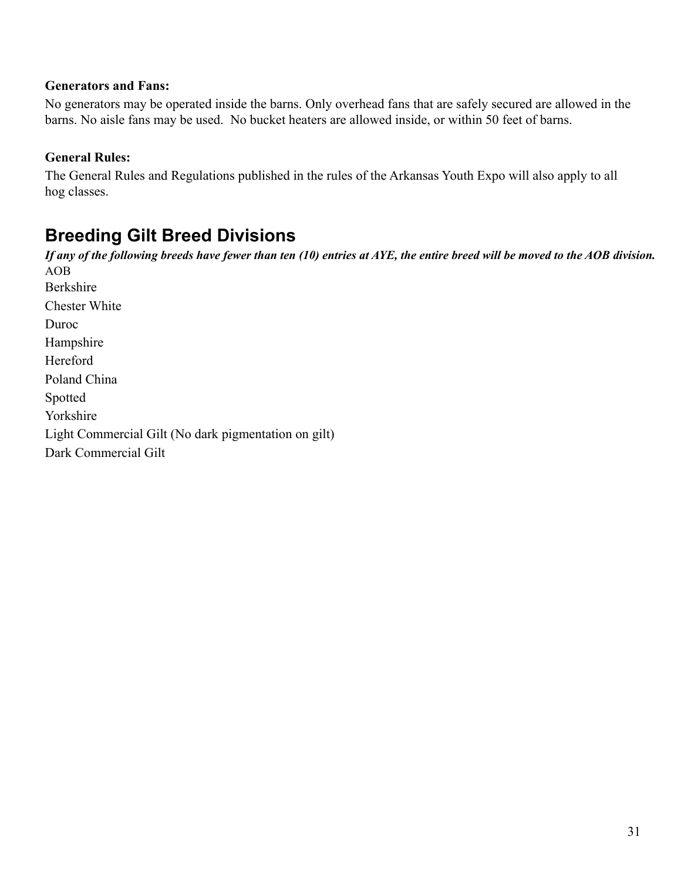**Generators and Fans:**

No generators may be operated inside the barns. Only overhead fans that are safely secured are allowed in the barns. No aisle fans may be used. No bucket heaters are allowed inside, or within 50 feet of barns.

**General Rules:**

The General Rules and Regulations published in the rules of the Arkansas Youth Expo will also apply to all hog classes.

## Breeding Gilt Breed Divisions

***If any of the following breeds have fewer than ten (10) entries at AYE, the entire breed will be moved to the AOB division.***

AOB
Berkshire
Chester White
Duroc
Hampshire
Hereford
Poland China
Spotted
Yorkshire
Light Commercial Gilt (No dark pigmentation on gilt)
Dark Commercial Gilt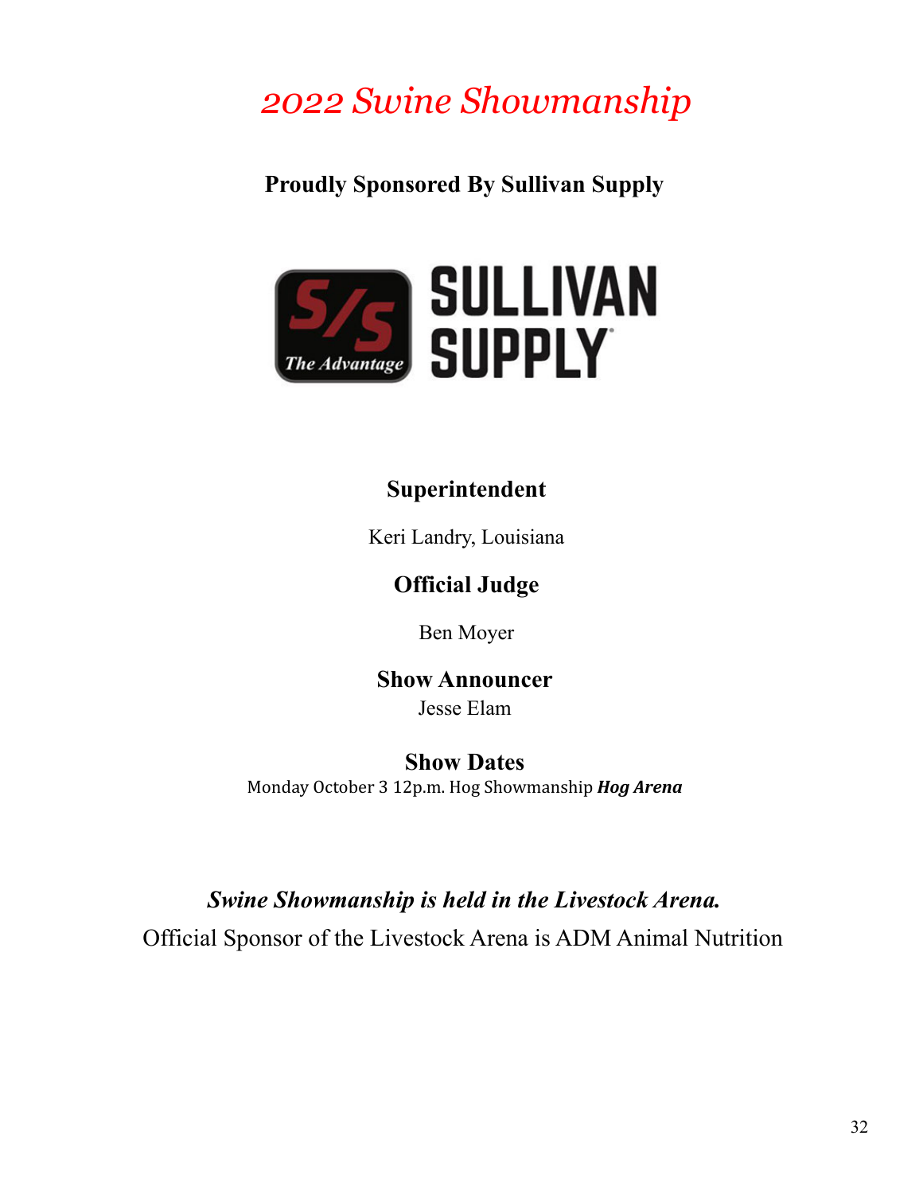# *2022 Swine Showmanship*

**Proudly Sponsored By Sullivan Supply**

SULLIVAN SUPPLY

S/S The Advantage

### Superintendent

Keri Landry, Louisiana

### Official Judge

Ben Moyer

### Show Announcer

Jesse Elam

### Show Dates

Monday October 3 12p.m. Hog Showmanship ***Hog Arena***

***Swine Showmanship is held in the Livestock Arena.***

Official Sponsor of the Livestock Arena is ADM Animal Nutrition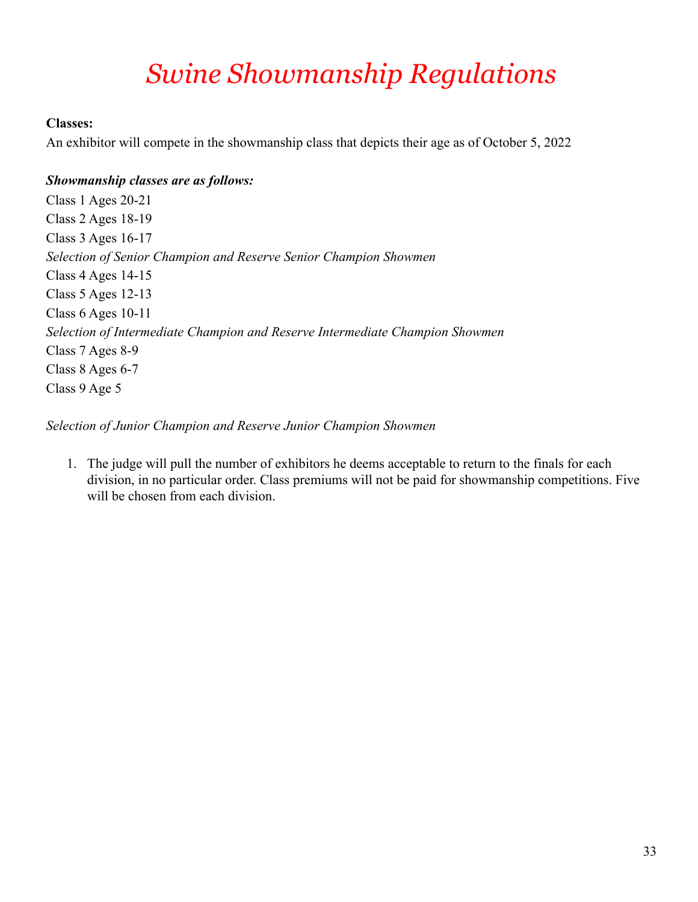# *Swine Showmanship Regulations*

**Classes:**
An exhibitor will compete in the showmanship class that depicts their age as of October 5, 2022

***Showmanship classes are as follows:***
Class 1 Ages 20-21
Class 2 Ages 18-19
Class 3 Ages 16-17
*Selection of Senior Champion and Reserve Senior Champion Showmen*
Class 4 Ages 14-15
Class 5 Ages 12-13
Class 6 Ages 10-11
*Selection of Intermediate Champion and Reserve Intermediate Champion Showmen*
Class 7 Ages 8-9
Class 8 Ages 6-7
Class 9 Age 5

*Selection of Junior Champion and Reserve Junior Champion Showmen*

1. The judge will pull the number of exhibitors he deems acceptable to return to the finals for each division, in no particular order. Class premiums will not be paid for showmanship competitions. Five will be chosen from each division.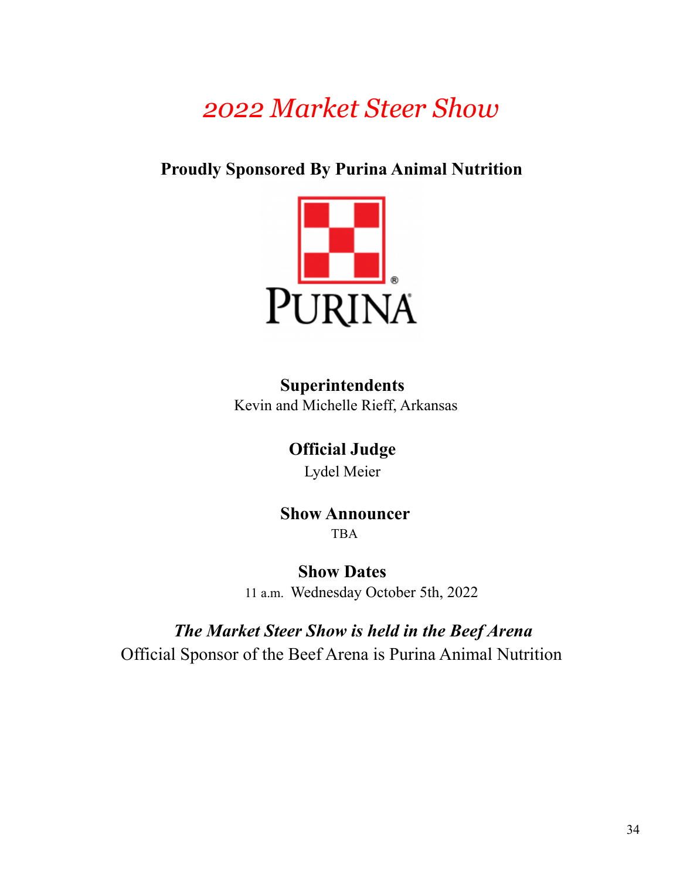# *2022 Market Steer Show*

**Proudly Sponsored By Purina Animal Nutrition**

PURINA

**Superintendents**

Kevin and Michelle Rieff, Arkansas

**Official Judge**

Lydel Meier

**Show Announcer**

TBA

**Show Dates**

11 a.m. Wednesday October 5th, 2022

***The Market Steer Show is held in the Beef Arena***

Official Sponsor of the Beef Arena is Purina Animal Nutrition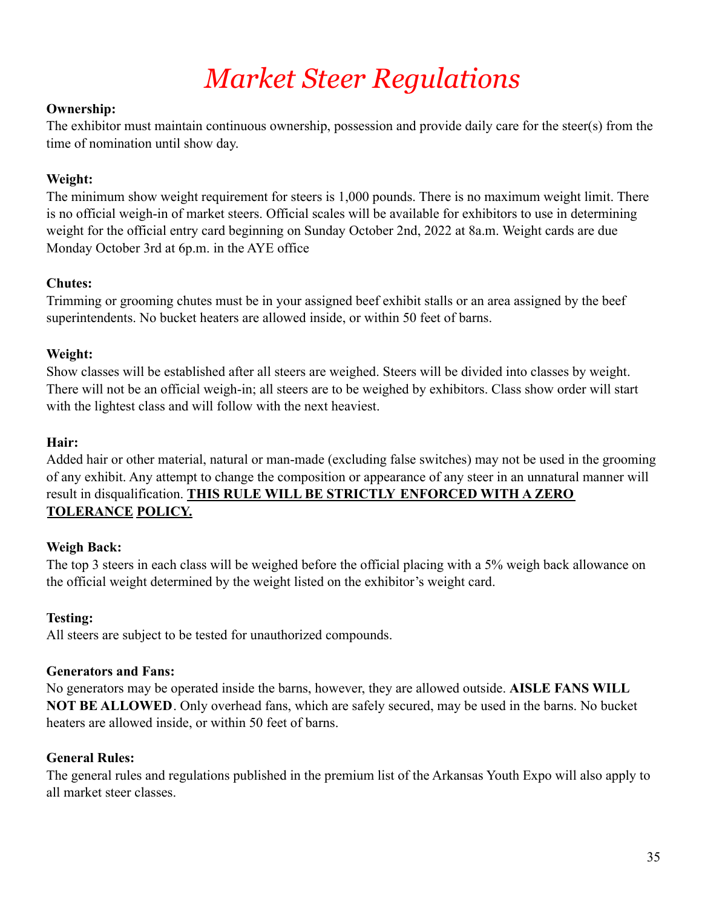# *Market Steer Regulations*

**Ownership:**
The exhibitor must maintain continuous ownership, possession and provide daily care for the steer(s) from the time of nomination until show day.

**Weight:**
The minimum show weight requirement for steers is 1,000 pounds. There is no maximum weight limit. There is no official weigh-in of market steers. Official scales will be available for exhibitors to use in determining weight for the official entry card beginning on Sunday October 2nd, 2022 at 8a.m. Weight cards are due Monday October 3rd at 6p.m. in the AYE office

**Chutes:**
Trimming or grooming chutes must be in your assigned beef exhibit stalls or an area assigned by the beef superintendents. No bucket heaters are allowed inside, or within 50 feet of barns.

**Weight:**
Show classes will be established after all steers are weighed. Steers will be divided into classes by weight. There will not be an official weigh-in; all steers are to be weighed by exhibitors. Class show order will start with the lightest class and will follow with the next heaviest.

**Hair:**
Added hair or other material, natural or man-made (excluding false switches) may not be used in the grooming of any exhibit. Any attempt to change the composition or appearance of any steer in an unnatural manner will result in disqualification. **THIS RULE WILL BE STRICTLY ENFORCED WITH A ZERO TOLERANCE POLICY.**

**Weigh Back:**
The top 3 steers in each class will be weighed before the official placing with a 5% weigh back allowance on the official weight determined by the weight listed on the exhibitor's weight card.

**Testing:**
All steers are subject to be tested for unauthorized compounds.

**Generators and Fans:**
No generators may be operated inside the barns, however, they are allowed outside. **AISLE FANS WILL NOT BE ALLOWED**. Only overhead fans, which are safely secured, may be used in the barns. No bucket heaters are allowed inside, or within 50 feet of barns.

**General Rules:**
The general rules and regulations published in the premium list of the Arkansas Youth Expo will also apply to all market steer classes.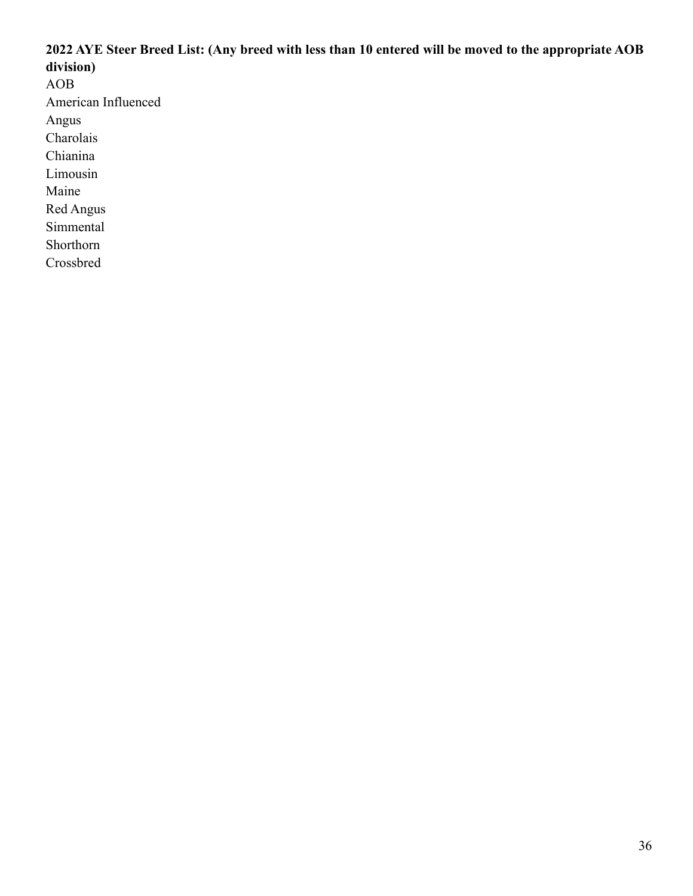**2022 AYE Steer Breed List: (Any breed with less than 10 entered will be moved to the appropriate AOB division)**

AOB
American Influenced
Angus
Charolais
Chianina
Limousin
Maine
Red Angus
Simmental
Shorthorn
Crossbred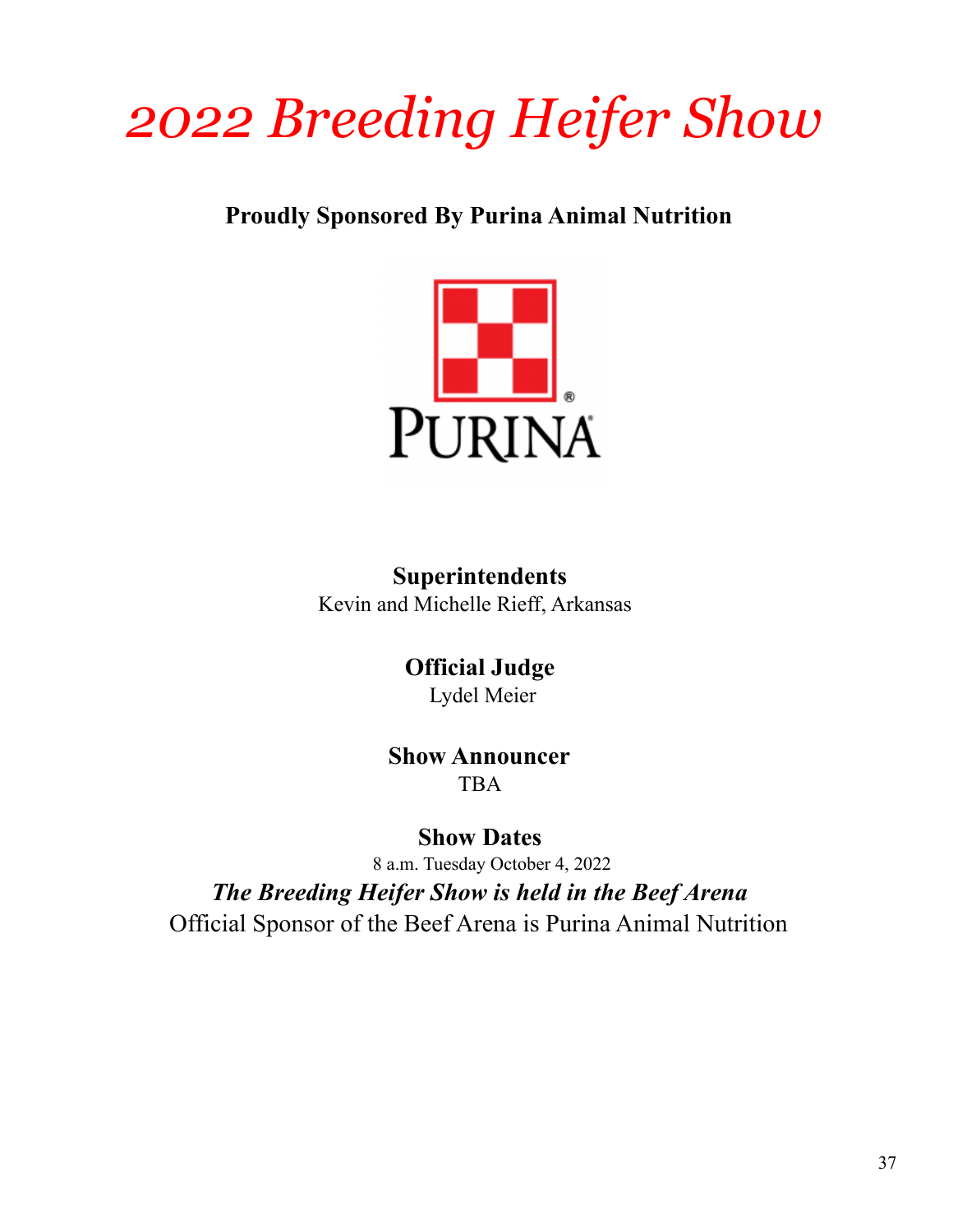# 2022 Breeding Heifer Show

**Proudly Sponsored By Purina Animal Nutrition**

PURINA

**Superintendents**
Kevin and Michelle Rieff, Arkansas

**Official Judge**
Lydel Meier

**Show Announcer**
TBA

**Show Dates**
8 a.m. Tuesday October 4, 2022

***The Breeding Heifer Show is held in the Beef Arena***

Official Sponsor of the Beef Arena is Purina Animal Nutrition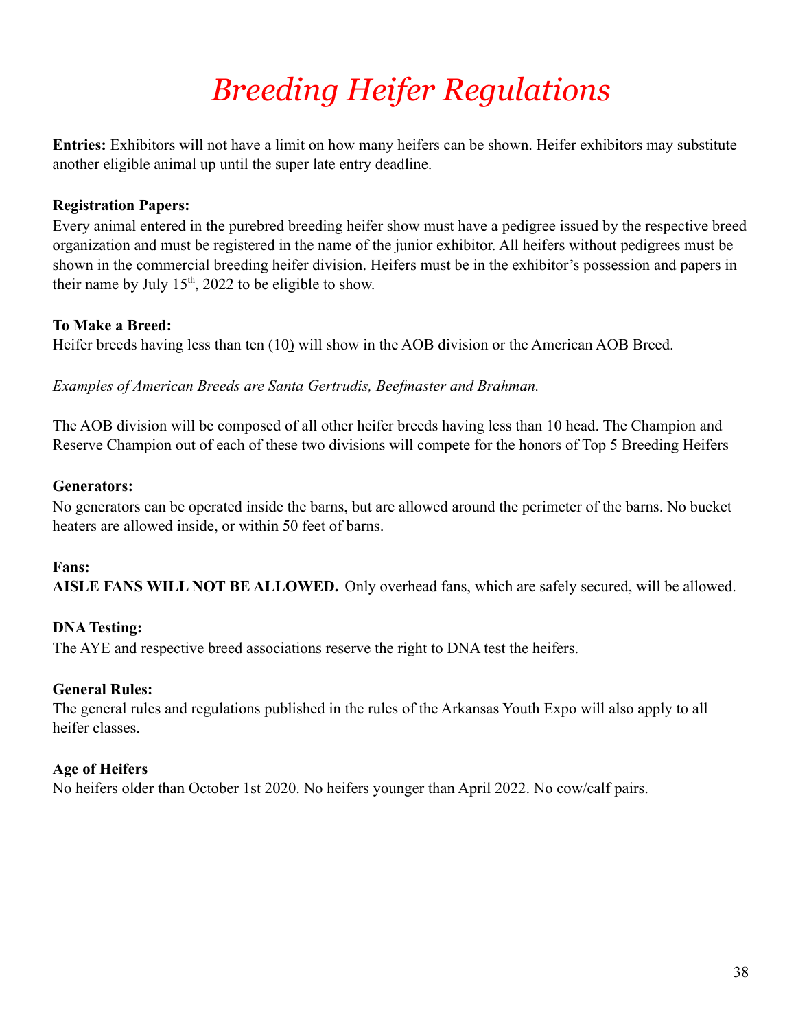# *Breeding Heifer Regulations*

**Entries:** Exhibitors will not have a limit on how many heifers can be shown. Heifer exhibitors may substitute another eligible animal up until the super late entry deadline.

**Registration Papers:**
Every animal entered in the purebred breeding heifer show must have a pedigree issued by the respective breed organization and must be registered in the name of the junior exhibitor. All heifers without pedigrees must be shown in the commercial breeding heifer division. Heifers must be in the exhibitor's possession and papers in their name by July 15th, 2022 to be eligible to show.

**To Make a Breed:**
Heifer breeds having less than ten (10) will show in the AOB division or the American AOB Breed.

*Examples of American Breeds are Santa Gertrudis, Beefmaster and Brahman.*

The AOB division will be composed of all other heifer breeds having less than 10 head. The Champion and Reserve Champion out of each of these two divisions will compete for the honors of Top 5 Breeding Heifers

**Generators:**
No generators can be operated inside the barns, but are allowed around the perimeter of the barns. No bucket heaters are allowed inside, or within 50 feet of barns.

**Fans:**
**AISLE FANS WILL NOT BE ALLOWED.** Only overhead fans, which are safely secured, will be allowed.

**DNA Testing:**
The AYE and respective breed associations reserve the right to DNA test the heifers.

**General Rules:**
The general rules and regulations published in the rules of the Arkansas Youth Expo will also apply to all heifer classes.

**Age of Heifers**
No heifers older than October 1st 2020. No heifers younger than April 2022. No cow/calf pairs.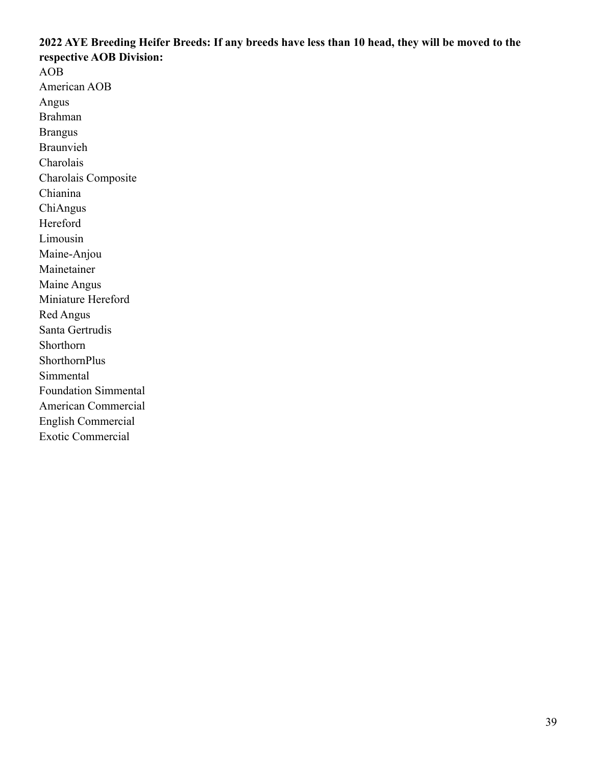**2022 AYE Breeding Heifer Breeds: If any breeds have less than 10 head, they will be moved to the respective AOB Division:**

AOB
American AOB
Angus
Brahman
Brangus
Braunvieh
Charolais
Charolais Composite
Chianina
ChiAngus
Hereford
Limousin
Maine-Anjou
Mainetainer
Maine Angus
Miniature Hereford
Red Angus
Santa Gertrudis
Shorthorn
ShorthornPlus
Simmental
Foundation Simmental
American Commercial
English Commercial
Exotic Commercial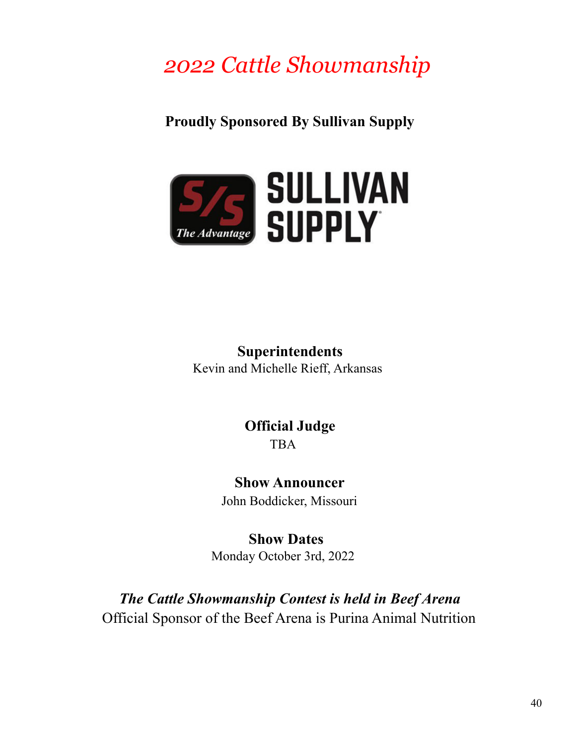# *2022 Cattle Showmanship*

**Proudly Sponsored By Sullivan Supply**

**Superintendents**
Kevin and Michelle Rieff, Arkansas

**Official Judge**
TBA

**Show Announcer**
John Boddicker, Missouri

**Show Dates**
Monday October 3rd, 2022

***The Cattle Showmanship Contest is held in Beef Arena***
Official Sponsor of the Beef Arena is Purina Animal Nutrition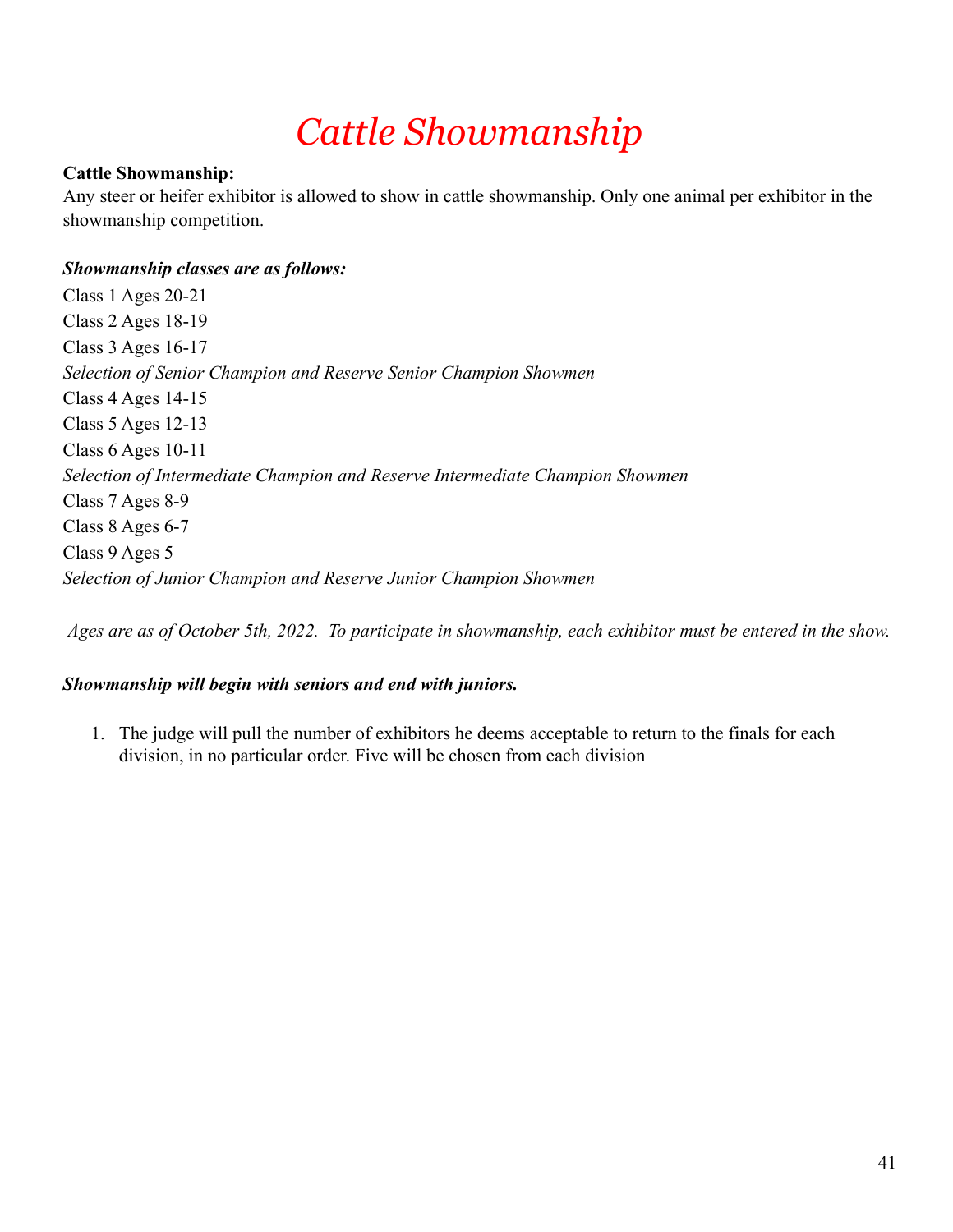# *Cattle Showmanship*

**Cattle Showmanship:**
Any steer or heifer exhibitor is allowed to show in cattle showmanship. Only one animal per exhibitor in the showmanship competition.

***Showmanship classes are as follows:***

Class 1 Ages 20-21
Class 2 Ages 18-19
Class 3 Ages 16-17
*Selection of Senior Champion and Reserve Senior Champion Showmen*
Class 4 Ages 14-15
Class 5 Ages 12-13
Class 6 Ages 10-11
*Selection of Intermediate Champion and Reserve Intermediate Champion Showmen*
Class 7 Ages 8-9
Class 8 Ages 6-7
Class 9 Ages 5
*Selection of Junior Champion and Reserve Junior Champion Showmen*

*Ages are as of October 5th, 2022. To participate in showmanship, each exhibitor must be entered in the show.*

***Showmanship will begin with seniors and end with juniors.***

1. The judge will pull the number of exhibitors he deems acceptable to return to the finals for each division, in no particular order. Five will be chosen from each division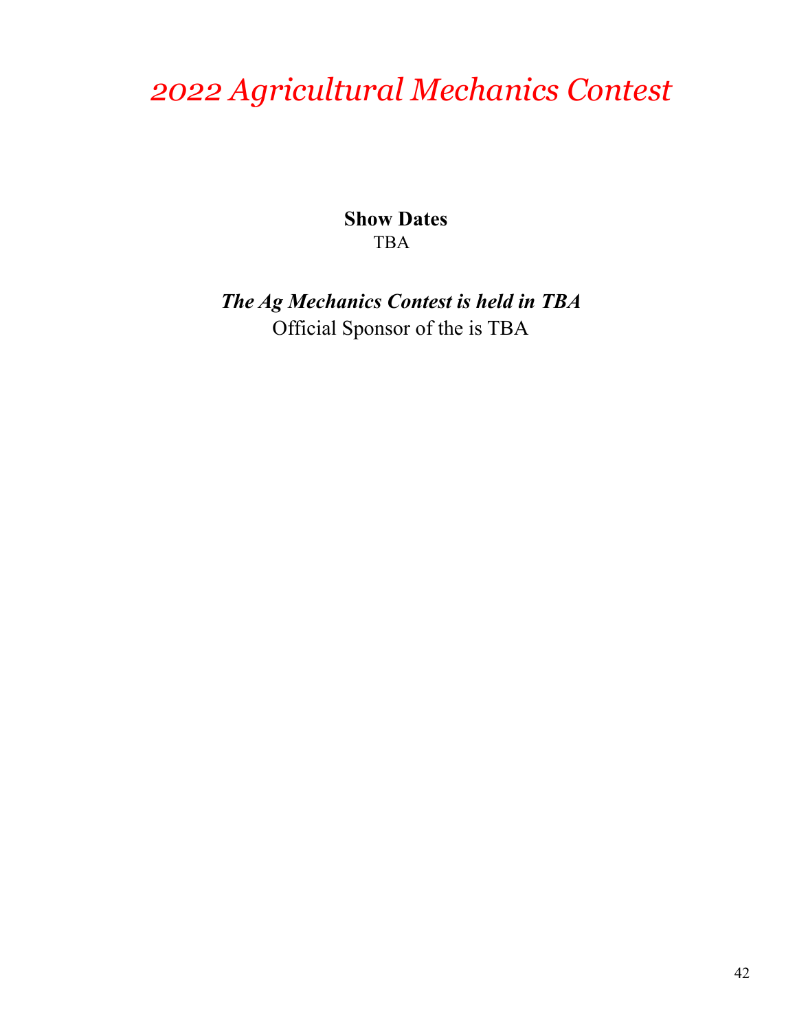# *2022 Agricultural Mechanics Contest*

**Show Dates**
TBA

***The Ag Mechanics Contest is held in TBA***
Official Sponsor of the is TBA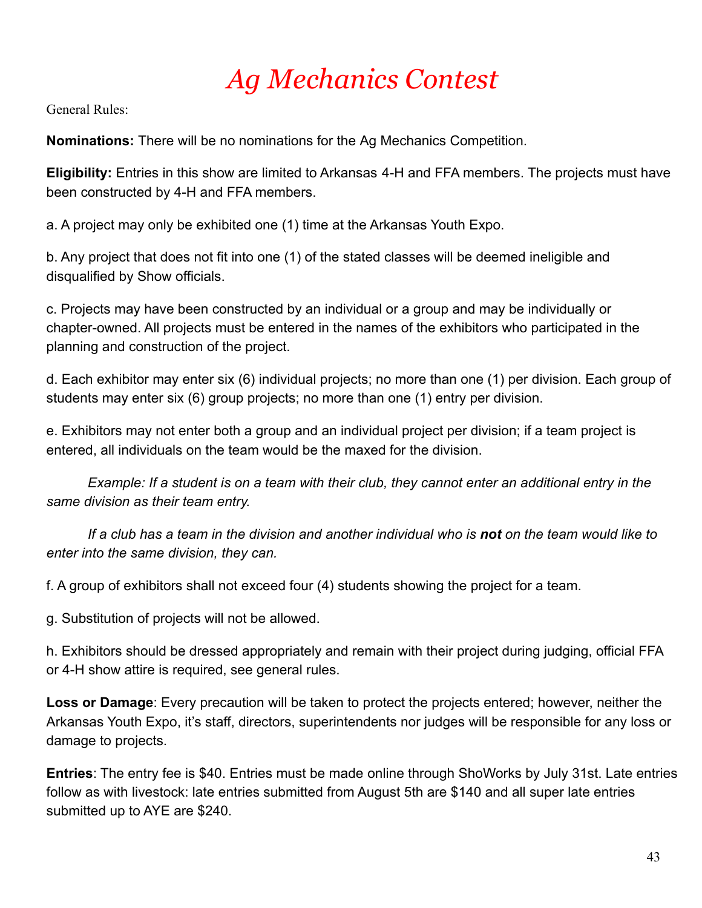# Ag Mechanics Contest

General Rules:

**Nominations:** There will be no nominations for the Ag Mechanics Competition.

**Eligibility:** Entries in this show are limited to Arkansas 4-H and FFA members. The projects must have been constructed by 4-H and FFA members.

a. A project may only be exhibited one (1) time at the Arkansas Youth Expo.

b. Any project that does not fit into one (1) of the stated classes will be deemed ineligible and disqualified by Show officials.

c. Projects may have been constructed by an individual or a group and may be individually or chapter-owned. All projects must be entered in the names of the exhibitors who participated in the planning and construction of the project.

d. Each exhibitor may enter six (6) individual projects; no more than one (1) per division. Each group of students may enter six (6) group projects; no more than one (1) entry per division.

e. Exhibitors may not enter both a group and an individual project per division; if a team project is entered, all individuals on the team would be the maxed for the division.

*Example: If a student is on a team with their club, they cannot enter an additional entry in the same division as their team entry.*

*If a club has a team in the division and another individual who is **not** on the team would like to enter into the same division, they can.*

f. A group of exhibitors shall not exceed four (4) students showing the project for a team.

g. Substitution of projects will not be allowed.

h. Exhibitors should be dressed appropriately and remain with their project during judging, official FFA or 4-H show attire is required, see general rules.

**Loss or Damage**: Every precaution will be taken to protect the projects entered; however, neither the Arkansas Youth Expo, it's staff, directors, superintendents nor judges will be responsible for any loss or damage to projects.

**Entries**: The entry fee is $40. Entries must be made online through ShoWorks by July 31st. Late entries follow as with livestock: late entries submitted from August 5th are $140 and all super late entries submitted up to AYE are $240.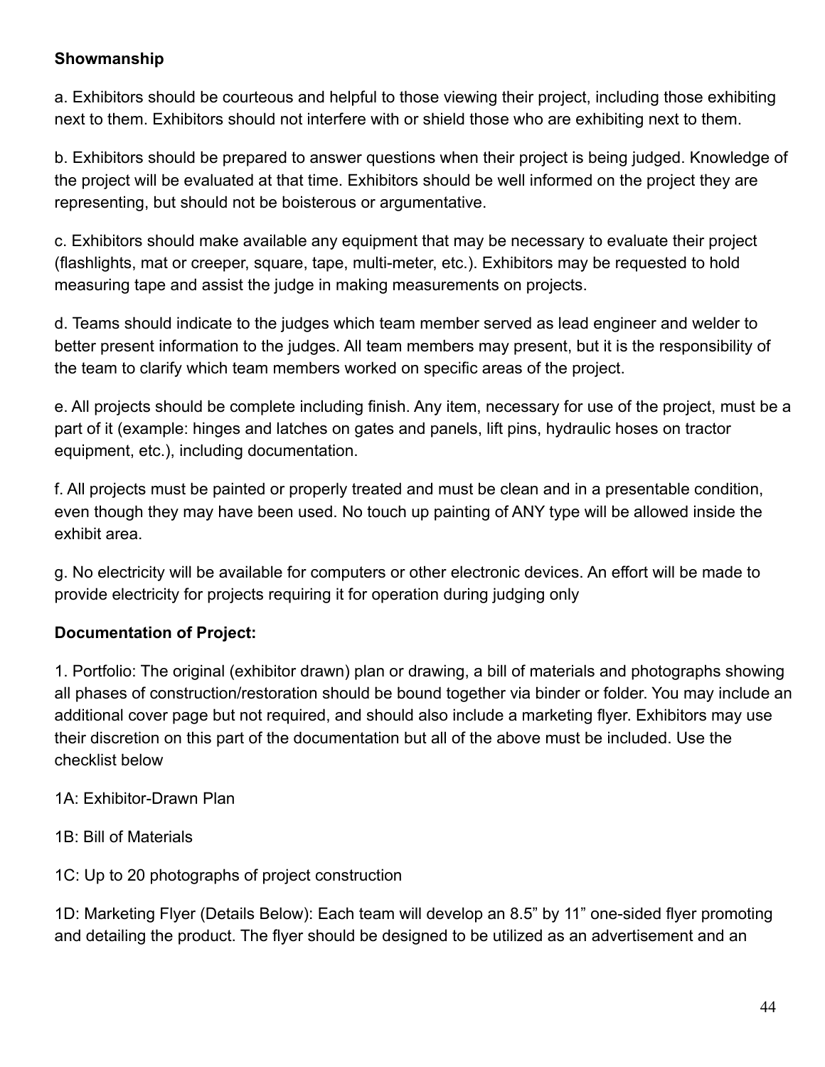**Showmanship**

a. Exhibitors should be courteous and helpful to those viewing their project, including those exhibiting next to them. Exhibitors should not interfere with or shield those who are exhibiting next to them.

b. Exhibitors should be prepared to answer questions when their project is being judged. Knowledge of the project will be evaluated at that time. Exhibitors should be well informed on the project they are representing, but should not be boisterous or argumentative.

c. Exhibitors should make available any equipment that may be necessary to evaluate their project (flashlights, mat or creeper, square, tape, multi-meter, etc.). Exhibitors may be requested to hold measuring tape and assist the judge in making measurements on projects.

d. Teams should indicate to the judges which team member served as lead engineer and welder to better present information to the judges. All team members may present, but it is the responsibility of the team to clarify which team members worked on specific areas of the project.

e. All projects should be complete including finish. Any item, necessary for use of the project, must be a part of it (example: hinges and latches on gates and panels, lift pins, hydraulic hoses on tractor equipment, etc.), including documentation.

f. All projects must be painted or properly treated and must be clean and in a presentable condition, even though they may have been used. No touch up painting of ANY type will be allowed inside the exhibit area.

g. No electricity will be available for computers or other electronic devices. An effort will be made to provide electricity for projects requiring it for operation during judging only

**Documentation of Project:**

1. Portfolio: The original (exhibitor drawn) plan or drawing, a bill of materials and photographs showing all phases of construction/restoration should be bound together via binder or folder. You may include an additional cover page but not required, and should also include a marketing flyer. Exhibitors may use their discretion on this part of the documentation but all of the above must be included. Use the checklist below

1A: Exhibitor-Drawn Plan

1B: Bill of Materials

1C: Up to 20 photographs of project construction

1D: Marketing Flyer (Details Below): Each team will develop an 8.5" by 11" one-sided flyer promoting and detailing the product. The flyer should be designed to be utilized as an advertisement and an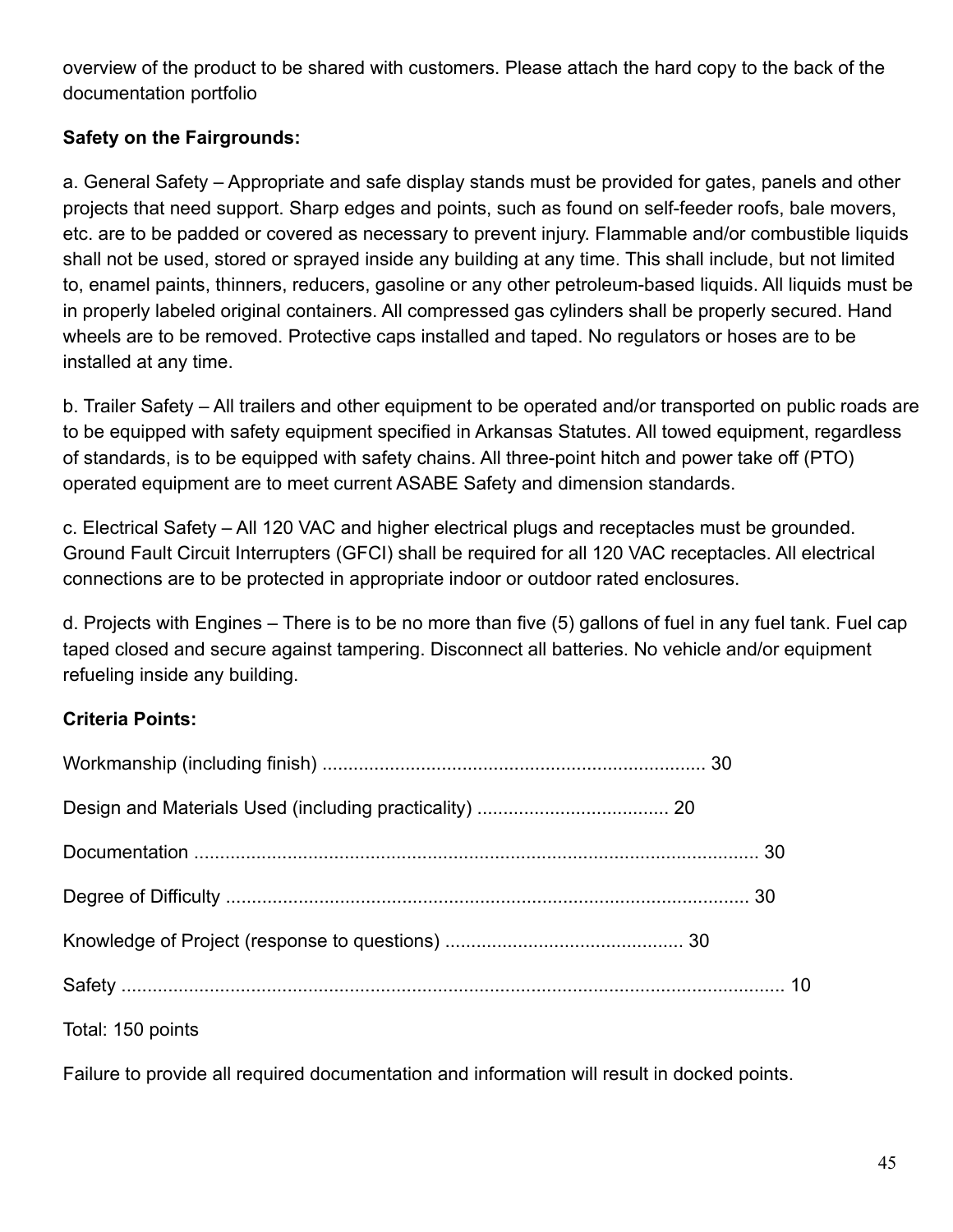overview of the product to be shared with customers. Please attach the hard copy to the back of the documentation portfolio

**Safety on the Fairgrounds:**

a. General Safety – Appropriate and safe display stands must be provided for gates, panels and other projects that need support. Sharp edges and points, such as found on self-feeder roofs, bale movers, etc. are to be padded or covered as necessary to prevent injury. Flammable and/or combustible liquids shall not be used, stored or sprayed inside any building at any time. This shall include, but not limited to, enamel paints, thinners, reducers, gasoline or any other petroleum-based liquids. All liquids must be in properly labeled original containers. All compressed gas cylinders shall be properly secured. Hand wheels are to be removed. Protective caps installed and taped. No regulators or hoses are to be installed at any time.

b. Trailer Safety – All trailers and other equipment to be operated and/or transported on public roads are to be equipped with safety equipment specified in Arkansas Statutes. All towed equipment, regardless of standards, is to be equipped with safety chains. All three-point hitch and power take off (PTO) operated equipment are to meet current ASABE Safety and dimension standards.

c. Electrical Safety – All 120 VAC and higher electrical plugs and receptacles must be grounded. Ground Fault Circuit Interrupters (GFCI) shall be required for all 120 VAC receptacles. All electrical connections are to be protected in appropriate indoor or outdoor rated enclosures.

d. Projects with Engines – There is to be no more than five (5) gallons of fuel in any fuel tank. Fuel cap taped closed and secure against tampering. Disconnect all batteries. No vehicle and/or equipment refueling inside any building.

**Criteria Points:**

Workmanship (including finish) .......................................................................... 30

Design and Materials Used (including practicality) ..................................... 20

Documentation ............................................................................................................ 30

Degree of Difficulty ..................................................................................................... 30

Knowledge of Project (response to questions) .............................................. 30

Safety .................................................................................................................................. 10

Total: 150 points

Failure to provide all required documentation and information will result in docked points.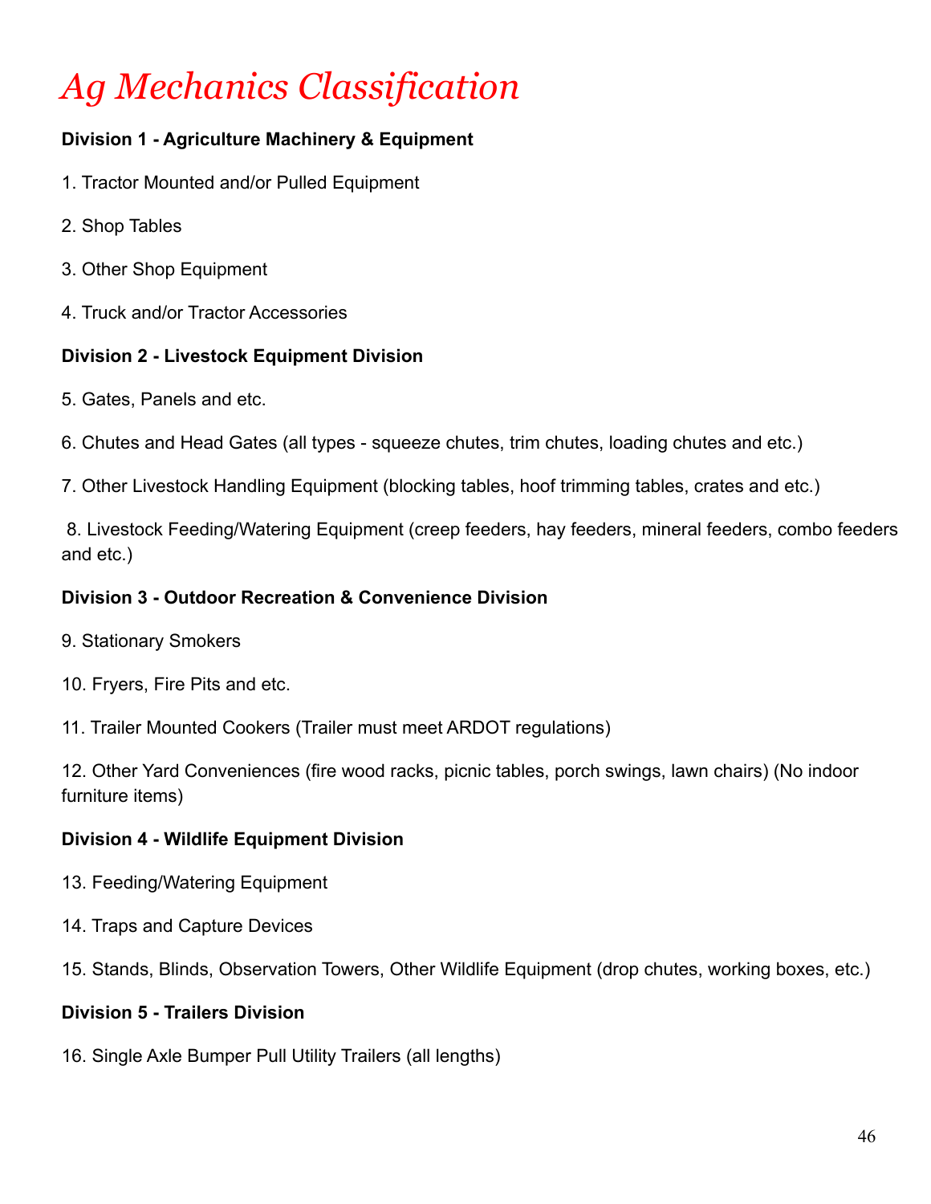# *Ag Mechanics Classification*

**Division 1 - Agriculture Machinery & Equipment**

1. Tractor Mounted and/or Pulled Equipment

2. Shop Tables

3. Other Shop Equipment

4. Truck and/or Tractor Accessories

**Division 2 - Livestock Equipment Division**

5. Gates, Panels and etc.

6. Chutes and Head Gates (all types - squeeze chutes, trim chutes, loading chutes and etc.)

7. Other Livestock Handling Equipment (blocking tables, hoof trimming tables, crates and etc.)

8. Livestock Feeding/Watering Equipment (creep feeders, hay feeders, mineral feeders, combo feeders and etc.)

**Division 3 - Outdoor Recreation & Convenience Division**

9. Stationary Smokers

10. Fryers, Fire Pits and etc.

11. Trailer Mounted Cookers (Trailer must meet ARDOT regulations)

12. Other Yard Conveniences (fire wood racks, picnic tables, porch swings, lawn chairs) (No indoor furniture items)

**Division 4 - Wildlife Equipment Division**

13. Feeding/Watering Equipment

14. Traps and Capture Devices

15. Stands, Blinds, Observation Towers, Other Wildlife Equipment (drop chutes, working boxes, etc.)

**Division 5 - Trailers Division**

16. Single Axle Bumper Pull Utility Trailers (all lengths)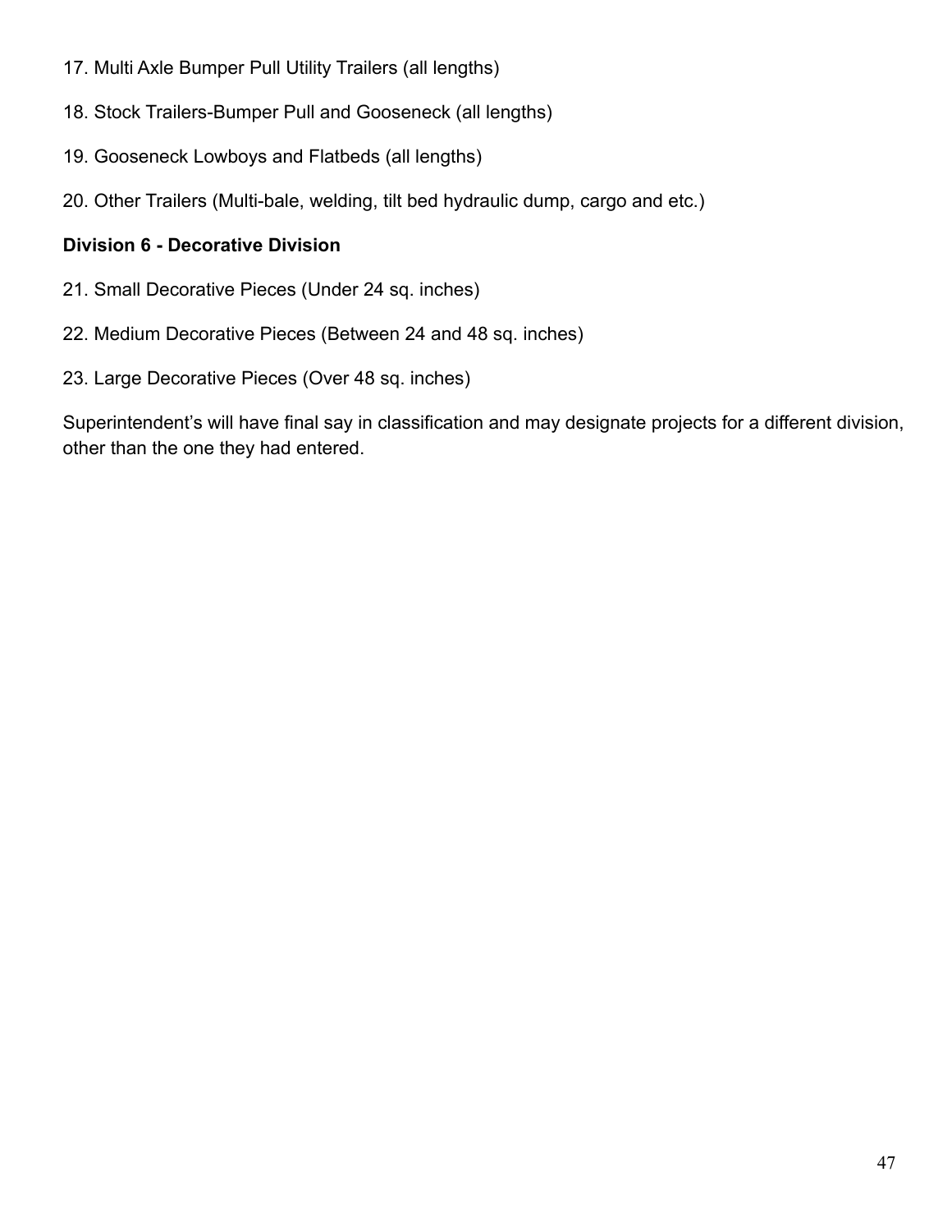17. Multi Axle Bumper Pull Utility Trailers (all lengths)

18. Stock Trailers-Bumper Pull and Gooseneck (all lengths)

19. Gooseneck Lowboys and Flatbeds (all lengths)

20. Other Trailers (Multi-bale, welding, tilt bed hydraulic dump, cargo and etc.)

**Division 6 - Decorative Division**

21. Small Decorative Pieces (Under 24 sq. inches)

22. Medium Decorative Pieces (Between 24 and 48 sq. inches)

23. Large Decorative Pieces (Over 48 sq. inches)

Superintendent's will have final say in classification and may designate projects for a different division, other than the one they had entered.